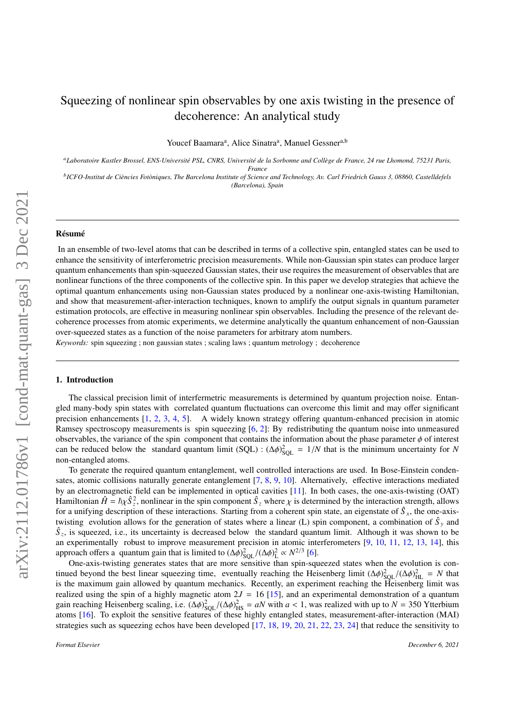# Squeezing of nonlinear spin observables by one axis twisting in the presence of decoherence: An analytical study

Youcef Baamara[a], Alice Sinatra[a], Manuel Gessner[a,b]

[a] *Laboratoire Kastler Brossel, ENS-Université PSL, CNRS, Université de la Sorbonne and Collège de France, 24 rue Lhomond, 75231 Paris, France*

[b] *ICFO-Institut de Ciències Fotòniques, The Barcelona Institute of Science and Technology, Av. Carl Friedrich Gauss 3, 08860, Castelldefels (Barcelona), Spain*

---

### Résumé

In an ensemble of two-level atoms that can be described in terms of a collective spin, entangled states can be used to enhance the sensitivity of interferometric precision measurements. While non-Gaussian spin states can produce larger quantum enhancements than spin-squeezed Gaussian states, their use requires the measurement of observables that are nonlinear functions of the three components of the collective spin. In this paper we develop strategies that achieve the optimal quantum enhancements using non-Gaussian states produced by a nonlinear one-axis-twisting Hamiltonian, and show that measurement-after-interaction techniques, known to amplify the output signals in quantum parameter estimation protocols, are effective in measuring nonlinear spin observables. Including the presence of the relevant decoherence processes from atomic experiments, we determine analytically the quantum enhancement of non-Gaussian over-squeezed states as a function of the noise parameters for arbitrary atom numbers.

*Keywords:* spin squeezing ; non gaussian states ; scaling laws ; quantum metrology ; decoherence

---

## 1. Introduction

The classical precision limit of interfermetric measurements is determined by quantum projection noise. Entangled many-body spin states with correlated quantum fluctuations can overcome this limit and may offer significant precision enhancements [1, 2, 3, 4, 5]. A widely known strategy offering quantum-enhanced precision in atomic Ramsey spectroscopy measurements is spin squeezing [6, 2]: By redistributing the quantum noise into unmeasured observables, the variance of the spin component that contains the information about the phase parameter $\phi$ of interest can be reduced below the standard quantum limit (SQL) : $(\Delta\phi)^2_{\rm SQL} = 1/N$ that is the minimum uncertainty for $N$ non-entangled atoms.

To generate the required quantum entanglement, well controlled interactions are used. In Bose-Einstein condensates, atomic collisions naturally generate entanglement [7, 8, 9, 10]. Alternatively, effective interactions mediated by an electromagnetic field can be implemented in optical cavities [11]. In both cases, the one-axis-twisting (OAT) Hamiltonian $\hat{H} = \hbar\chi\hat{S}_z^2$, nonlinear in the spin component $\hat{S}_z$ where $\chi$ is determined by the interaction strength, allows for a unifying description of these interactions. Starting from a coherent spin state, an eigenstate of $\hat{S}_x$, the one-axis-twisting evolution allows for the generation of states where a linear (L) spin component, a combination of $\hat{S}_y$ and $\hat{S}_z$, is squeezed, i.e., its uncertainty is decreased below the standard quantum limit. Although it was shown to be an experimentally robust to improve measurement precision in atomic interferometers [9, 10, 11, 12, 13, 14], this approach offers a quantum gain that is limited to $(\Delta\phi)^2_{\rm SQL}/(\Delta\phi)^2_{\rm L} \propto N^{2/3}$ [6].

One-axis-twisting generates states that are more sensitive than spin-squeezed states when the evolution is continued beyond the best linear squeezing time, eventually reaching the Heisenberg limit $(\Delta\phi)^2_{\rm SQL}/(\Delta\phi)^2_{\rm HL} = N$ that is the maximum gain allowed by quantum mechanics. Recently, an experiment reaching the Heisenberg limit was realized using the spin of a highly magnetic atom $2J = 16$ [15], and an experimental demonstration of a quantum gain reaching Heisenberg scaling, i.e. $(\Delta\phi)^2_{\rm SQL}/(\Delta\phi)^2_{\rm HS} = aN$ with $a < 1$, was realized with up to $N = 350$ Ytterbium atoms [16]. To exploit the sensitive features of these highly entangled states, measurement-after-interaction (MAI) strategies such as squeezing echos have been developed [17, 18, 19, 20, 21, 22, 23, 24] that reduce the sensitivity to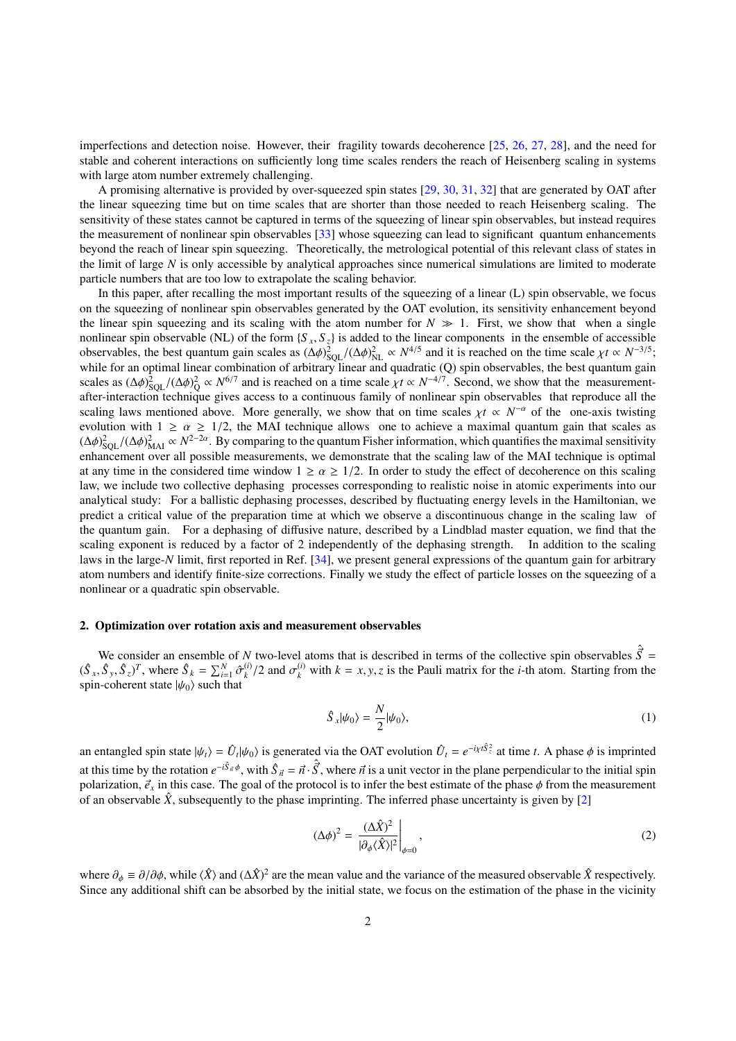imperfections and detection noise. However, their fragility towards decoherence [25, 26, 27, 28], and the need for stable and coherent interactions on sufficiently long time scales renders the reach of Heisenberg scaling in systems with large atom number extremely challenging.

A promising alternative is provided by over-squeezed spin states [29, 30, 31, 32] that are generated by OAT after the linear squeezing time but on time scales that are shorter than those needed to reach Heisenberg scaling. The sensitivity of these states cannot be captured in terms of the squeezing of linear spin observables, but instead requires the measurement of nonlinear spin observables [33] whose squeezing can lead to significant quantum enhancements beyond the reach of linear spin squeezing. Theoretically, the metrological potential of this relevant class of states in the limit of large $N$ is only accessible by analytical approaches since numerical simulations are limited to moderate particle numbers that are too low to extrapolate the scaling behavior.

In this paper, after recalling the most important results of the squeezing of a linear (L) spin observable, we focus on the squeezing of nonlinear spin observables generated by the OAT evolution, its sensitivity enhancement beyond the linear spin squeezing and its scaling with the atom number for $N \gg 1$. First, we show that when a single nonlinear spin observable (NL) of the form $\{S_x, S_z\}$ is added to the linear components in the ensemble of accessible observables, the best quantum gain scales as $(\Delta\phi)^2_{\mathrm{SQL}}/(\Delta\phi)^2_{\mathrm{NL}} \propto N^{4/5}$ and it is reached on the time scale $\chi t \propto N^{-3/5}$; while for an optimal linear combination of arbitrary linear and quadratic (Q) spin observables, the best quantum gain scales as $(\Delta\phi)^2_{\mathrm{SQL}}/(\Delta\phi)^2_{\mathrm{Q}} \propto N^{6/7}$ and is reached on a time scale $\chi t \propto N^{-4/7}$. Second, we show that the measurement-after-interaction technique gives access to a continuous family of nonlinear spin observables that reproduce all the scaling laws mentioned above. More generally, we show that on time scales $\chi t \propto N^{-\alpha}$ of the one-axis twisting evolution with $1 \geq \alpha \geq 1/2$, the MAI technique allows one to achieve a maximal quantum gain that scales as $(\Delta\phi)^2_{\mathrm{SQL}}/(\Delta\phi)^2_{\mathrm{MAI}} \propto N^{2-2\alpha}$. By comparing to the quantum Fisher information, which quantifies the maximal sensitivity enhancement over all possible measurements, we demonstrate that the scaling law of the MAI technique is optimal at any time in the considered time window $1 \geq \alpha \geq 1/2$. In order to study the effect of decoherence on this scaling law, we include two collective dephasing processes corresponding to realistic noise in atomic experiments into our analytical study: For a ballistic dephasing processes, described by fluctuating energy levels in the Hamiltonian, we predict a critical value of the preparation time at which we observe a discontinuous change in the scaling law of the quantum gain. For a dephasing of diffusive nature, described by a Lindblad master equation, we find that the scaling exponent is reduced by a factor of 2 independently of the dephasing strength. In addition to the scaling laws in the large-$N$ limit, first reported in Ref. [34], we present general expressions of the quantum gain for arbitrary atom numbers and identify finite-size corrections. Finally we study the effect of particle losses on the squeezing of a nonlinear or a quadratic spin observable.

## 2. Optimization over rotation axis and measurement observables

We consider an ensemble of $N$ two-level atoms that is described in terms of the collective spin observables $\hat{\vec{S}} = (\hat{S}_x, \hat{S}_y, \hat{S}_z)^T$, where $\hat{S}_k = \sum_{i=1}^N \hat{\sigma}_k^{(i)}/2$ and $\sigma_k^{(i)}$ with $k = x, y, z$ is the Pauli matrix for the $i$-th atom. Starting from the spin-coherent state $|\psi_0\rangle$ such that

$$
\hat{S}_x|\psi_0\rangle = \frac{N}{2}|\psi_0\rangle, \tag{1}
$$

an entangled spin state $|\psi_t\rangle = \hat{U}_t|\psi_0\rangle$ is generated via the OAT evolution $\hat{U}_t = e^{-i\chi t \hat{S}_z^2}$ at time $t$. A phase $\phi$ is imprinted at this time by the rotation $e^{-i\hat{S}_{\vec{n}}\phi}$, with $\hat{S}_{\vec{n}} = \vec{n} \cdot \hat{\vec{S}}$, where $\vec{n}$ is a unit vector in the plane perpendicular to the initial spin polarization, $\vec{e}_x$ in this case. The goal of the protocol is to infer the best estimate of the phase $\phi$ from the measurement of an observable $\hat{X}$, subsequently to the phase imprinting. The inferred phase uncertainty is given by [2]

$$
(\Delta\phi)^2 = \left. \frac{(\Delta\hat{X})^2}{|\partial_\phi\langle\hat{X}\rangle|^2} \right|_{\phi=0}, \tag{2}
$$

where $\partial_\phi \equiv \partial/\partial\phi$, while $\langle\hat{X}\rangle$ and $(\Delta\hat{X})^2$ are the mean value and the variance of the measured observable $\hat{X}$ respectively. Since any additional shift can be absorbed by the initial state, we focus on the estimation of the phase in the vicinity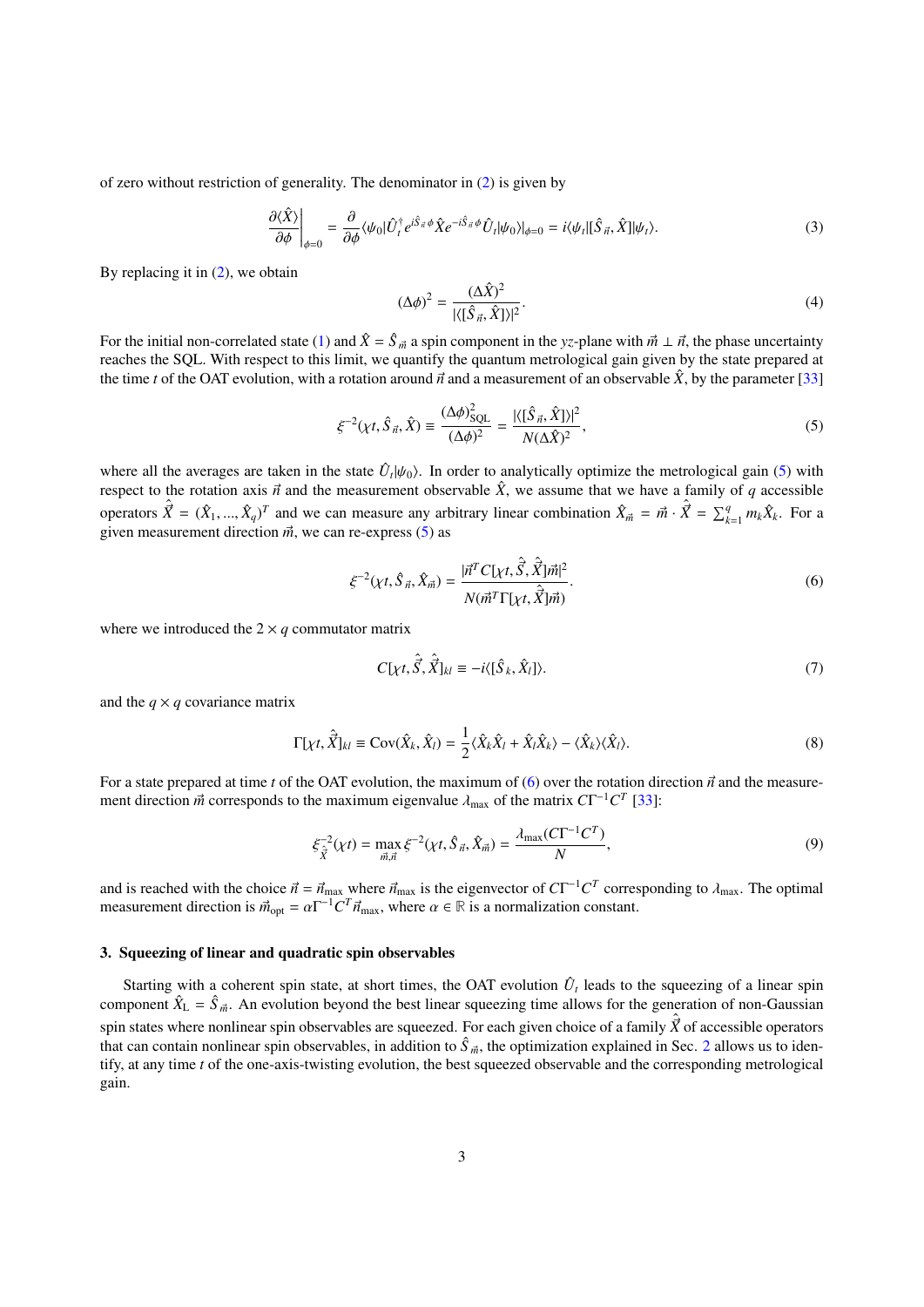of zero without restriction of generality. The denominator in (2) is given by

$$\left.\frac{\partial\langle\hat{X}\rangle}{\partial\phi}\right|_{\phi=0} = \frac{\partial}{\partial\phi}\langle\psi_0|\hat{U}_t^\dagger e^{i\hat{S}_{\vec{n}}\phi}\hat{X}e^{-i\hat{S}_{\vec{n}}\phi}\hat{U}_t|\psi_0\rangle|_{\phi=0} = i\langle\psi_t|[\hat{S}_{\vec{n}},\hat{X}]|\psi_t\rangle. \tag{3}$$

By replacing it in (2), we obtain

$$(\Delta\phi)^2 = \frac{(\Delta\hat{X})^2}{|\langle[\hat{S}_{\vec{n}},\hat{X}]\rangle|^2}. \tag{4}$$

For the initial non-correlated state (1) and $\hat{X} = \hat{S}_{\vec{m}}$ a spin component in the $yz$-plane with $\vec{m} \perp \vec{n}$, the phase uncertainty reaches the SQL. With respect to this limit, we quantify the quantum metrological gain given by the state prepared at the time $t$ of the OAT evolution, with a rotation around $\vec{n}$ and a measurement of an observable $\hat{X}$, by the parameter [33]

$$\xi^{-2}(\chi t, \hat{S}_{\vec{n}}, \hat{X}) \equiv \frac{(\Delta\phi)^2_{\rm SQL}}{(\Delta\phi)^2} = \frac{|\langle[\hat{S}_{\vec{n}},\hat{X}]\rangle|^2}{N(\Delta\hat{X})^2}, \tag{5}$$

where all the averages are taken in the state $\hat{U}_t|\psi_0\rangle$. In order to analytically optimize the metrological gain (5) with respect to the rotation axis $\vec{n}$ and the measurement observable $\hat{X}$, we assume that we have a family of $q$ accessible operators $\hat{\vec{X}} = (\hat{X}_1, ..., \hat{X}_q)^T$ and we can measure any arbitrary linear combination $\hat{X}_{\vec{m}} = \vec{m}\cdot\hat{\vec{X}} = \sum_{k=1}^q m_k\hat{X}_k$. For a given measurement direction $\vec{m}$, we can re-express (5) as

$$\xi^{-2}(\chi t, \hat{S}_{\vec{n}}, \hat{X}_{\vec{m}}) = \frac{|\vec{n}^T C[\chi t, \hat{\vec{S}}, \hat{\vec{X}}]\vec{m}|^2}{N(\vec{m}^T\Gamma[\chi t, \hat{\vec{X}}]\vec{m})}. \tag{6}$$

where we introduced the $2\times q$ commutator matrix

$$C[\chi t, \hat{\vec{S}}, \hat{\vec{X}}]_{kl} \equiv -i\langle[\hat{S}_k, \hat{X}_l]\rangle. \tag{7}$$

and the $q\times q$ covariance matrix

$$\Gamma[\chi t, \hat{\vec{X}}]_{kl} \equiv \mathrm{Cov}(\hat{X}_k, \hat{X}_l) = \frac{1}{2}\langle\hat{X}_k\hat{X}_l + \hat{X}_l\hat{X}_k\rangle - \langle\hat{X}_k\rangle\langle\hat{X}_l\rangle. \tag{8}$$

For a state prepared at time $t$ of the OAT evolution, the maximum of (6) over the rotation direction $\vec{n}$ and the measurement direction $\vec{m}$ corresponds to the maximum eigenvalue $\lambda_{\max}$ of the matrix $C\Gamma^{-1}C^T$ [33]:

$$\xi^{-2}_{\hat{\vec{X}}}(\chi t) = \max_{\vec{m},\vec{n}}\xi^{-2}(\chi t, \hat{S}_{\vec{n}}, \hat{X}_{\vec{m}}) = \frac{\lambda_{\max}(C\Gamma^{-1}C^T)}{N}, \tag{9}$$

and is reached with the choice $\vec{n} = \vec{n}_{\max}$ where $\vec{n}_{\max}$ is the eigenvector of $C\Gamma^{-1}C^T$ corresponding to $\lambda_{\max}$. The optimal measurement direction is $\vec{m}_{\rm opt} = \alpha\Gamma^{-1}C^T\vec{n}_{\max}$, where $\alpha \in \mathbb{R}$ is a normalization constant.

### 3. Squeezing of linear and quadratic spin observables

Starting with a coherent spin state, at short times, the OAT evolution $\hat{U}_t$ leads to the squeezing of a linear spin component $\hat{X}_{\rm L} = \hat{S}_{\vec{m}}$. An evolution beyond the best linear squeezing time allows for the generation of non-Gaussian spin states where nonlinear spin observables are squeezed. For each given choice of a family $\hat{\vec{X}}$ of accessible operators that can contain nonlinear spin observables, in addition to $\hat{S}_{\vec{m}}$, the optimization explained in Sec. 2 allows us to identify, at any time $t$ of the one-axis-twisting evolution, the best squeezed observable and the corresponding metrological gain.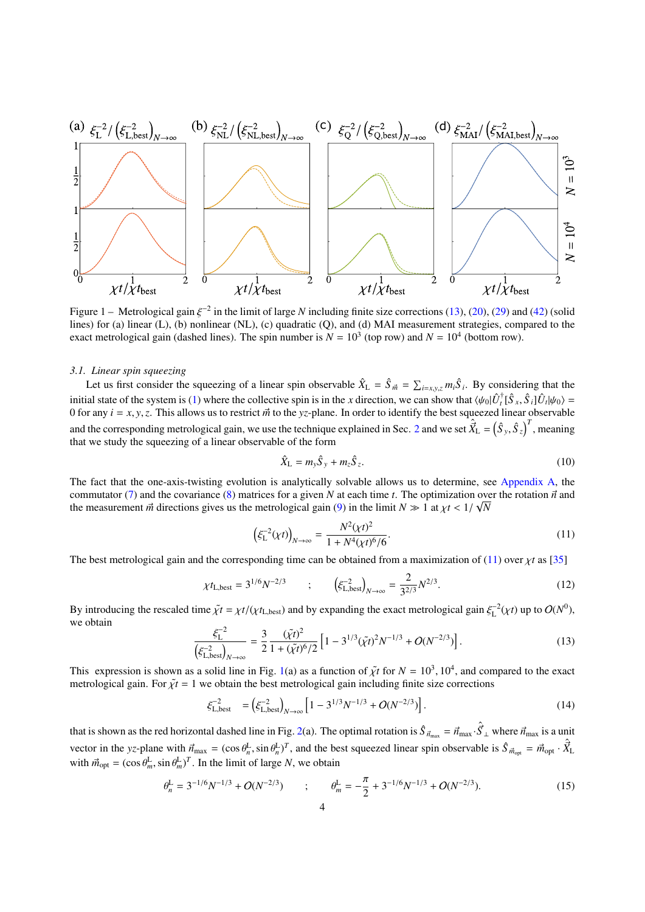Figure 1 – Metrological gain $\xi^{-2}$ in the limit of large $N$ including finite size corrections (13), (20), (29) and (42) (solid lines) for (a) linear (L), (b) nonlinear (NL), (c) quadratic (Q), and (d) MAI measurement strategies, compared to the exact metrological gain (dashed lines). The spin number is $N = 10^3$ (top row) and $N = 10^4$ (bottom row).

### 3.1. Linear spin squeezing

Let us first consider the squeezing of a linear spin observable $\hat{X}_{\rm L} = \hat{S}_{\vec{m}} = \sum_{i=x,y,z} m_i \hat{S}_i$. By considering that the initial state of the system is (1) where the collective spin is in the $x$ direction, we can show that $\langle\psi_0|\hat{U}_t^\dagger[\hat{S}_x, \hat{S}_i]\hat{U}_t|\psi_0\rangle = 0$ for any $i = x, y, z$. This allows us to restrict $\vec{m}$ to the $yz$-plane. In order to identify the best squeezed linear observable and the corresponding metrological gain, we use the technique explained in Sec. 2 and we set $\hat{\vec{X}}_{\rm L} = \left(\hat{S}_y, \hat{S}_z\right)^T$, meaning that we study the squeezing of a linear observable of the form

$$\hat{X}_{\rm L} = m_y \hat{S}_y + m_z \hat{S}_z. \tag{10}$$

The fact that the one-axis-twisting evolution is analytically solvable allows us to determine, see Appendix A, the commutator (7) and the covariance (8) matrices for a given $N$ at each time $t$. The optimization over the rotation $\vec{n}$ and the measurement $\vec{m}$ directions gives us the metrological gain (9) in the limit $N \gg 1$ at $\chi t < 1/\sqrt{N}$

$$\left(\xi_{\rm L}^{-2}(\chi t)\right)_{N\to\infty} = \frac{N^2(\chi t)^2}{1 + N^4(\chi t)^6/6}. \tag{11}$$

The best metrological gain and the corresponding time can be obtained from a maximization of (11) over $\chi t$ as [35]

$$\chi t_{\rm L,best} = 3^{1/6} N^{-2/3} \quad ; \quad \left(\xi^{-2}_{\rm L,best}\right)_{N\to\infty} = \frac{2}{3^{2/3}} N^{2/3}. \tag{12}$$

By introducing the rescaled time $\tilde{\chi}t = \chi t/(\chi t_{\rm L,best})$ and by expanding the exact metrological gain $\xi_{\rm L}^{-2}(\chi t)$ up to $O(N^0)$, we obtain

$$\frac{\xi_{\rm L}^{-2}}{\left(\xi^{-2}_{\rm L,best}\right)_{N\to\infty}} = \frac{3}{2}\frac{(\tilde{\chi}t)^2}{1 + (\tilde{\chi}t)^6/2}\left[1 - 3^{1/3}(\tilde{\chi}t)^2 N^{-1/3} + O(N^{-2/3})\right]. \tag{13}$$

This expression is shown as a solid line in Fig. 1(a) as a function of $\tilde{\chi}t$ for $N = 10^3, 10^4$, and compared to the exact metrological gain. For $\tilde{\chi}t = 1$ we obtain the best metrological gain including finite size corrections

$$\xi^{-2}_{\rm L,best} = \left(\xi^{-2}_{\rm L,best}\right)_{N\to\infty}\left[1 - 3^{1/3}N^{-1/3} + O(N^{-2/3})\right]. \tag{14}$$

that is shown as the red horizontal dashed line in Fig. 2(a). The optimal rotation is $\hat{S}_{\vec{n}_{\rm max}} = \vec{n}_{\rm max} \cdot \hat{\vec{S}}_\perp$ where $\vec{n}_{\rm max}$ is a unit vector in the $yz$-plane with $\vec{n}_{\rm max} = (\cos\theta_n^{\rm L}, \sin\theta_n^{\rm L})^T$, and the best squeezed linear spin observable is $\hat{S}_{\vec{m}_{\rm opt}} = \vec{m}_{\rm opt} \cdot \hat{\vec{X}}_{\rm L}$ with $\vec{m}_{\rm opt} = (\cos\theta_m^{\rm L}, \sin\theta_m^{\rm L})^T$. In the limit of large $N$, we obtain

$$\theta_n^{\rm L} = 3^{-1/6}N^{-1/3} + O(N^{-2/3}) \quad ; \quad \theta_m^{\rm L} = -\frac{\pi}{2} + 3^{-1/6}N^{-1/3} + O(N^{-2/3}). \tag{15}$$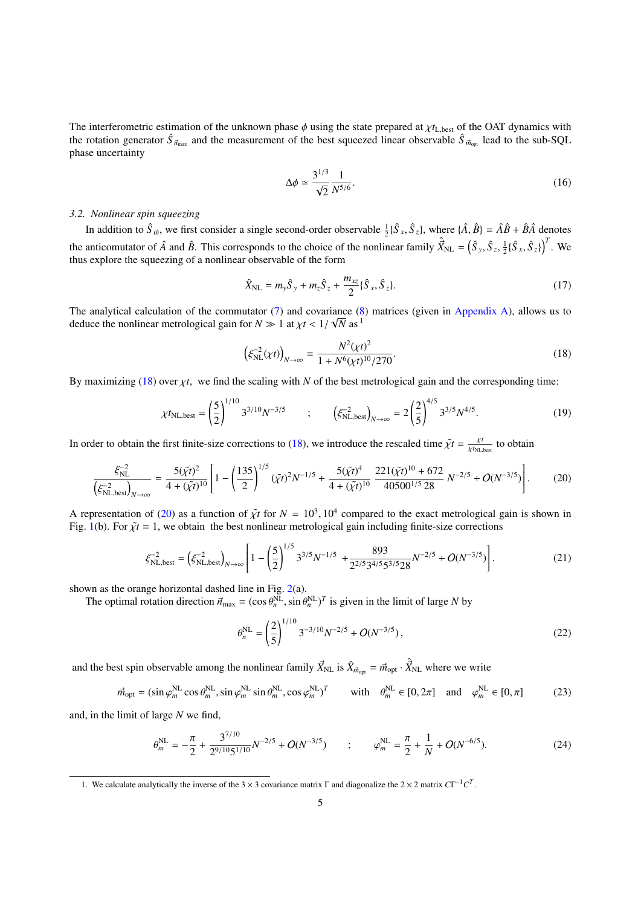The interferometric estimation of the unknown phase $\phi$ using the state prepared at $\chi t_{\mathrm{L,best}}$ of the OAT dynamics with the rotation generator $\hat{S}_{\vec{n}_{\max}}$ and the measurement of the best squeezed linear observable $\hat{S}_{\vec{m}_{\mathrm{opt}}}$ lead to the sub-SQL phase uncertainty

$$\Delta\phi \simeq \frac{3^{1/3}}{\sqrt{2}}\frac{1}{N^{5/6}}. \tag{16}$$

### 3.2. Nonlinear spin squeezing

In addition to $\hat{S}_{\vec{m}}$, we first consider a single second-order observable $\frac{1}{2}\{\hat{S}_x, \hat{S}_z\}$, where $\{\hat{A}, \hat{B}\} = \hat{A}\hat{B} + \hat{B}\hat{A}$ denotes the anticomutator of $\hat{A}$ and $\hat{B}$. This corresponds to the choice of the nonlinear family $\hat{\vec{X}}_{\mathrm{NL}} = \left(\hat{S}_y, \hat{S}_z, \frac{1}{2}\{\hat{S}_x, \hat{S}_z\}\right)^T$. We thus explore the squeezing of a nonlinear observable of the form

$$\hat{X}_{\mathrm{NL}} = m_y\hat{S}_y + m_z\hat{S}_z + \frac{m_{xz}}{2}\{\hat{S}_x, \hat{S}_z\}. \tag{17}$$

The analytical calculation of the commutator (7) and covariance (8) matrices (given in Appendix A), allows us to deduce the nonlinear metrological gain for $N \gg 1$ at $\chi t < 1/\sqrt{N}$ as [1]

$$\left(\xi_{\mathrm{NL}}^{-2}(\chi t)\right)_{N\to\infty} = \frac{N^2(\chi t)^2}{1 + N^6(\chi t)^{10}/270}. \tag{18}$$

By maximizing (18) over $\chi t$, we find the scaling with $N$ of the best metrological gain and the corresponding time:

$$\chi t_{\mathrm{NL,best}} = \left(\frac{5}{2}\right)^{1/10} 3^{3/10} N^{-3/5} \qquad ; \qquad \left(\xi_{\mathrm{NL,best}}^{-2}\right)_{N\to\infty} = 2\left(\frac{2}{5}\right)^{4/5} 3^{3/5} N^{4/5}. \tag{19}$$

In order to obtain the first finite-size corrections to (18), we introduce the rescaled time $\tilde{\chi}t = \frac{\chi t}{\chi t_{\mathrm{NL,best}}}$ to obtain

$$\frac{\xi_{\mathrm{NL}}^{-2}}{\left(\xi_{\mathrm{NL,best}}^{-2}\right)_{N\to\infty}} = \frac{5(\tilde{\chi}t)^2}{4 + (\tilde{\chi}t)^{10}}\left[1 - \left(\frac{135}{2}\right)^{1/5}(\tilde{\chi}t)^2 N^{-1/5} + \frac{5(\tilde{\chi}t)^4}{4 + (\tilde{\chi}t)^{10}}\,\frac{221(\tilde{\chi}t)^{10} + 672}{40500^{1/5}\,28}\,N^{-2/5} + O(N^{-3/5})\right]. \tag{20}$$

A representation of (20) as a function of $\tilde{\chi}t$ for $N = 10^3, 10^4$ compared to the exact metrological gain is shown in Fig. 1(b). For $\tilde{\chi}t = 1$, we obtain the best nonlinear metrological gain including finite-size corrections

$$\xi_{\mathrm{NL,best}}^{-2} = \left(\xi_{\mathrm{NL,best}}^{-2}\right)_{N\to\infty}\left[1 - \left(\frac{5}{2}\right)^{1/5} 3^{3/5} N^{-1/5} + \frac{893}{2^{2/5}3^{4/5}5^{3/5}28} N^{-2/5} + O(N^{-3/5})\right]. \tag{21}$$

shown as the orange horizontal dashed line in Fig. 2(a).

The optimal rotation direction $\vec{n}_{\max} = (\cos\theta_n^{\mathrm{NL}}, \sin\theta_n^{\mathrm{NL}})^T$ is given in the limit of large $N$ by

$$\theta_n^{\mathrm{NL}} = \left(\frac{2}{5}\right)^{1/10} 3^{-3/10} N^{-2/5} + O(N^{-3/5}), \tag{22}$$

and the best spin observable among the nonlinear family $\vec{X}_{\mathrm{NL}}$ is $\hat{X}_{\vec{m}_{\mathrm{opt}}} = \vec{m}_{\mathrm{opt}} \cdot \hat{\vec{X}}_{\mathrm{NL}}$ where we write

$$\vec{m}_{\mathrm{opt}} = (\sin\varphi_m^{\mathrm{NL}}\cos\theta_m^{\mathrm{NL}}, \sin\varphi_m^{\mathrm{NL}}\sin\theta_m^{\mathrm{NL}}, \cos\varphi_m^{\mathrm{NL}})^T \qquad \text{with} \quad \theta_m^{\mathrm{NL}} \in [0, 2\pi] \quad \text{and} \quad \varphi_m^{\mathrm{NL}} \in [0, \pi] \tag{23}$$

and, in the limit of large $N$ we find,

$$\theta_m^{\mathrm{NL}} = -\frac{\pi}{2} + \frac{3^{7/10}}{2^{9/10}5^{1/10}} N^{-2/5} + O(N^{-3/5}) \qquad ; \qquad \varphi_m^{\mathrm{NL}} = \frac{\pi}{2} + \frac{1}{N} + O(N^{-6/5}). \tag{24}$$

---

1. We calculate analytically the inverse of the $3\times 3$ covariance matrix $\Gamma$ and diagonalize the $2\times 2$ matrix $C\Gamma^{-1}C^T$.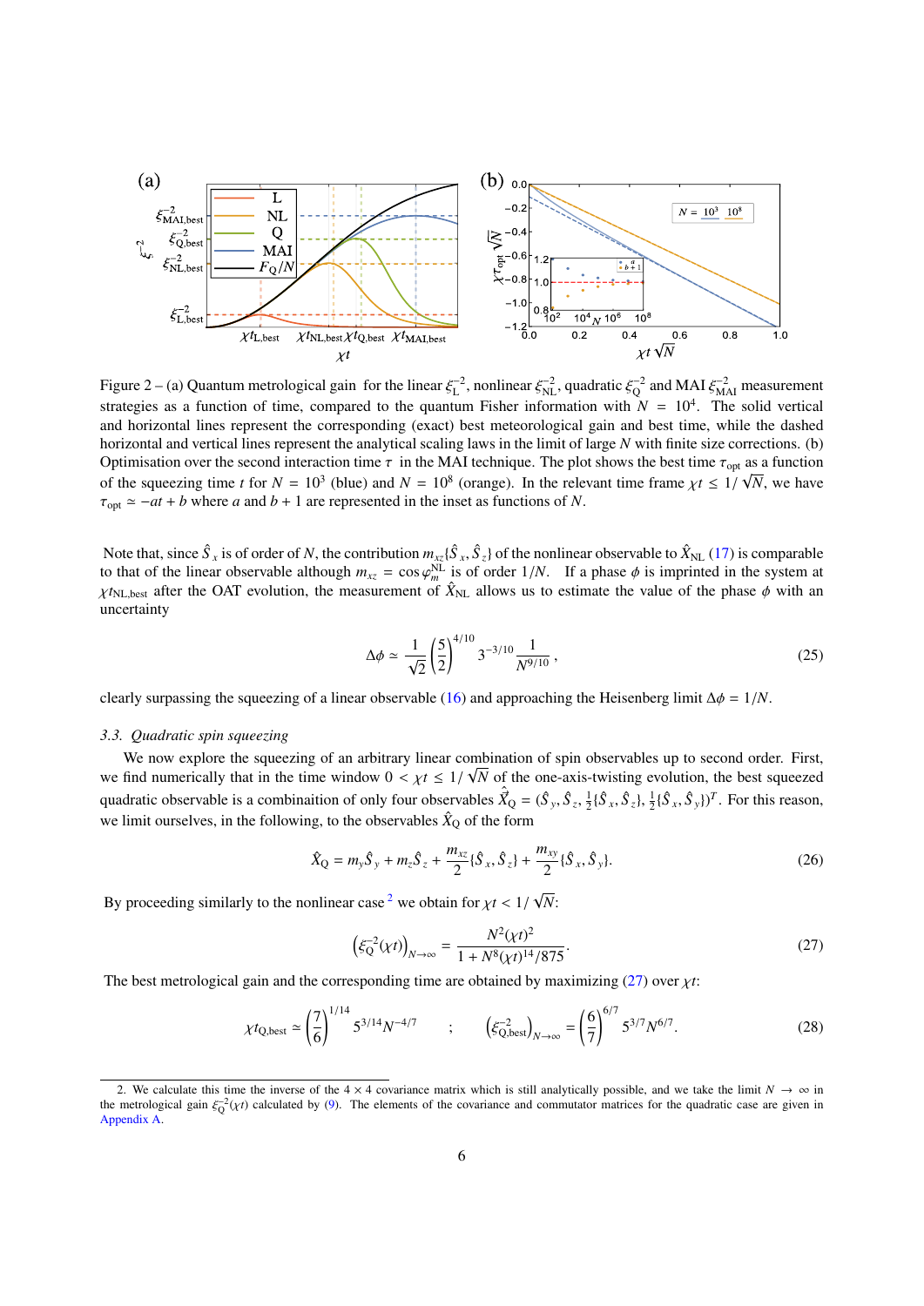Figure 2 – (a) Quantum metrological gain for the linear $\xi_{\rm L}^{-2}$, nonlinear $\xi_{\rm NL}^{-2}$, quadratic $\xi_{\rm Q}^{-2}$ and MAI $\xi_{\rm MAI}^{-2}$ measurement strategies as a function of time, compared to the quantum Fisher information with $N = 10^4$. The solid vertical and horizontal lines represent the corresponding (exact) best meteorological gain and best time, while the dashed horizontal and vertical lines represent the analytical scaling laws in the limit of large $N$ with finite size corrections. (b) Optimisation over the second interaction time $\tau$ in the MAI technique. The plot shows the best time $\tau_{\rm opt}$ as a function of the squeezing time $t$ for $N = 10^3$ (blue) and $N = 10^8$ (orange). In the relevant time frame $\chi t \le 1/\sqrt{N}$, we have $\tau_{\rm opt} \simeq -at + b$ where $a$ and $b+1$ are represented in the inset as functions of $N$.

Note that, since $\hat{S}_x$ is of order of $N$, the contribution $m_{xz}\{\hat{S}_x, \hat{S}_z\}$ of the nonlinear observable to $\hat{X}_{\rm NL}$ (17) is comparable to that of the linear observable although $m_{xz} = \cos\varphi_m^{\rm NL}$ is of order $1/N$. If a phase $\phi$ is imprinted in the system at $\chi t_{\rm NL,best}$ after the OAT evolution, the measurement of $\hat{X}_{\rm NL}$ allows us to estimate the value of the phase $\phi$ with an uncertainty

$$\Delta\phi \simeq \frac{1}{\sqrt{2}}\left(\frac{5}{2}\right)^{4/10} 3^{-3/10}\frac{1}{N^{9/10}}, \tag{25}$$

clearly surpassing the squeezing of a linear observable (16) and approaching the Heisenberg limit $\Delta\phi = 1/N$.

### 3.3. Quadratic spin squeezing

We now explore the squeezing of an arbitrary linear combination of spin observables up to second order. First, we find numerically that in the time window $0 < \chi t \le 1/\sqrt{N}$ of the one-axis-twisting evolution, the best squeezed quadratic observable is a combinaition of only four observables $\vec{\hat{X}}_{\rm Q} = (\hat{S}_y, \hat{S}_z, \frac{1}{2}\{\hat{S}_x, \hat{S}_z\}, \frac{1}{2}\{\hat{S}_x, \hat{S}_y\})^T$. For this reason, we limit ourselves, in the following, to the observables $\hat{X}_{\rm Q}$ of the form

$$\hat{X}_{\rm Q} = m_y\hat{S}_y + m_z\hat{S}_z + \frac{m_{xz}}{2}\{\hat{S}_x, \hat{S}_z\} + \frac{m_{xy}}{2}\{\hat{S}_x, \hat{S}_y\}. \tag{26}$$

By proceeding similarly to the nonlinear case [2] we obtain for $\chi t < 1/\sqrt{N}$:

$$\left(\xi_{\rm Q}^{-2}(\chi t)\right)_{N\to\infty} = \frac{N^2(\chi t)^2}{1 + N^8(\chi t)^{14}/875}. \tag{27}$$

The best metrological gain and the corresponding time are obtained by maximizing (27) over $\chi t$:

$$\chi t_{\rm Q,best} \simeq \left(\frac{7}{6}\right)^{1/14} 5^{3/14} N^{-4/7} \quad ; \quad \left(\xi_{\rm Q,best}^{-2}\right)_{N\to\infty} = \left(\frac{6}{7}\right)^{6/7} 5^{3/7} N^{6/7}. \tag{28}$$

---

2. We calculate this time the inverse of the $4\times 4$ covariance matrix which is still analytically possible, and we take the limit $N\to\infty$ in the metrological gain $\xi_{\rm Q}^{-2}(\chi t)$ calculated by (9). The elements of the covariance and commutator matrices for the quadratic case are given in Appendix A.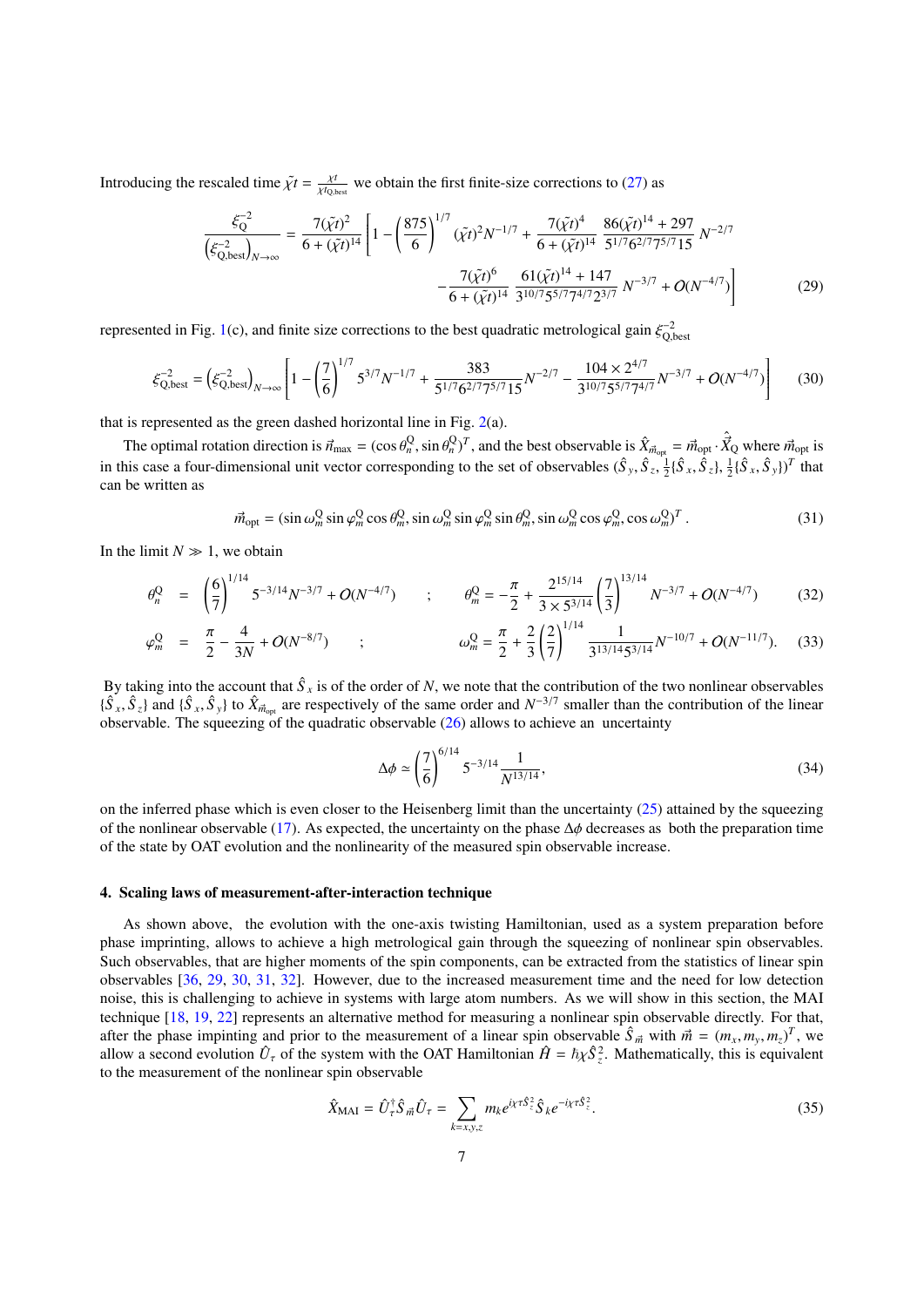Introducing the rescaled time $\tilde{\chi t} = \frac{\chi t}{\chi t_{\rm Q,best}}$ we obtain the first finite-size corrections to (27) as

$$\frac{\xi_{\rm Q}^{-2}}{\left(\xi_{\rm Q,best}^{-2}\right)_{N\to\infty}} = \frac{7(\tilde{\chi t})^2}{6+(\tilde{\chi t})^{14}}\left[1-\left(\frac{875}{6}\right)^{1/7}(\tilde{\chi t})^2 N^{-1/7} + \frac{7(\tilde{\chi t})^4}{6+(\tilde{\chi t})^{14}}\,\frac{86(\tilde{\chi t})^{14}+297}{5^{1/7}6^{2/7}7^{5/7}15}\,N^{-2/7}\right.$$
$$\left. -\frac{7(\tilde{\chi t})^6}{6+(\tilde{\chi t})^{14}}\,\frac{61(\tilde{\chi t})^{14}+147}{3^{10/7}5^{5/7}7^{4/7}2^{3/7}}\,N^{-3/7} + O(N^{-4/7})\right] \tag{29}$$

represented in Fig. 1(c), and finite size corrections to the best quadratic metrological gain $\xi_{\rm Q,best}^{-2}$

$$\xi_{\rm Q,best}^{-2} = \left(\xi_{\rm Q,best}^{-2}\right)_{N\to\infty}\left[1-\left(\frac{7}{6}\right)^{1/7}5^{3/7}N^{-1/7} + \frac{383}{5^{1/7}6^{2/7}7^{5/7}15}N^{-2/7} - \frac{104\times 2^{4/7}}{3^{10/7}5^{5/7}7^{4/7}}N^{-3/7} + O(N^{-4/7})\right] \tag{30}$$

that is represented as the green dashed horizontal line in Fig. 2(a).

The optimal rotation direction is $\vec{n}_{\rm max} = (\cos\theta_n^{\rm Q}, \sin\theta_n^{\rm Q})^T$, and the best observable is $\hat{X}_{\vec{m}_{\rm opt}} = \vec{m}_{\rm opt}\cdot\hat{\vec{X}}_{\rm Q}$ where $\vec{m}_{\rm opt}$ is in this case a four-dimensional unit vector corresponding to the set of observables $(\hat{S}_y, \hat{S}_z, \frac{1}{2}\{\hat{S}_x,\hat{S}_z\}, \frac{1}{2}\{\hat{S}_x,\hat{S}_y\})^T$ that can be written as

$$\vec{m}_{\rm opt} = (\sin\omega_m^{\rm Q}\sin\varphi_m^{\rm Q}\cos\theta_m^{\rm Q}, \sin\omega_m^{\rm Q}\sin\varphi_m^{\rm Q}\sin\theta_m^{\rm Q}, \sin\omega_m^{\rm Q}\cos\varphi_m^{\rm Q}, \cos\omega_m^{\rm Q})^T\,. \tag{31}$$

In the limit $N \gg 1$, we obtain

$$\theta_n^{\rm Q} = \left(\frac{6}{7}\right)^{1/14}5^{-3/14}N^{-3/7} + O(N^{-4/7}) \qquad ; \qquad \theta_m^{\rm Q} = -\frac{\pi}{2} + \frac{2^{15/14}}{3\times 5^{3/14}}\left(\frac{7}{3}\right)^{13/14}N^{-3/7} + O(N^{-4/7}) \tag{32}$$

$$\varphi_m^{\rm Q} = \frac{\pi}{2} - \frac{4}{3N} + O(N^{-8/7}) \qquad ; \qquad \omega_m^{\rm Q} = \frac{\pi}{2} + \frac{2}{3}\left(\frac{2}{7}\right)^{1/14}\frac{1}{3^{13/14}5^{3/14}}N^{-10/7} + O(N^{-11/7}). \tag{33}$$

By taking into the account that $\hat{S}_x$ is of the order of $N$, we note that the contribution of the two nonlinear observables $\{\hat{S}_x,\hat{S}_z\}$ and $\{\hat{S}_x,\hat{S}_y\}$ to $\hat{X}_{\vec{m}_{\rm opt}}$ are respectively of the same order and $N^{-3/7}$ smaller than the contribution of the linear observable. The squeezing of the quadratic observable (26) allows to achieve an uncertainty

$$\Delta\phi \simeq \left(\frac{7}{6}\right)^{6/14}5^{-3/14}\frac{1}{N^{13/14}}, \tag{34}$$

on the inferred phase which is even closer to the Heisenberg limit than the uncertainty (25) attained by the squeezing of the nonlinear observable (17). As expected, the uncertainty on the phase $\Delta\phi$ decreases as both the preparation time of the state by OAT evolution and the nonlinearity of the measured spin observable increase.

### 4. Scaling laws of measurement-after-interaction technique

As shown above, the evolution with the one-axis twisting Hamiltonian, used as a system preparation before phase imprinting, allows to achieve a high metrological gain through the squeezing of nonlinear spin observables. Such observables, that are higher moments of the spin components, can be extracted from the statistics of linear spin observables [36, 29, 30, 31, 32]. However, due to the increased measurement time and the need for low detection noise, this is challenging to achieve in systems with large atom numbers. As we will show in this section, the MAI technique [18, 19, 22] represents an alternative method for measuring a nonlinear spin observable directly. For that, after the phase impinting and prior to the measurement of a linear spin observable $\hat{S}_{\vec{m}}$ with $\vec{m} = (m_x, m_y, m_z)^T$, we allow a second evolution $\hat{U}_\tau$ of the system with the OAT Hamiltonian $\hat{H} = \hbar\chi\hat{S}_z^2$. Mathematically, this is equivalent to the measurement of the nonlinear spin observable

$$\hat{X}_{\rm MAI} = \hat{U}_\tau^\dagger\hat{S}_{\vec{m}}\hat{U}_\tau = \sum_{k=x,y,z} m_k e^{i\chi\tau\hat{S}_z^2}\hat{S}_k e^{-i\chi\tau\hat{S}_z^2}. \tag{35}$$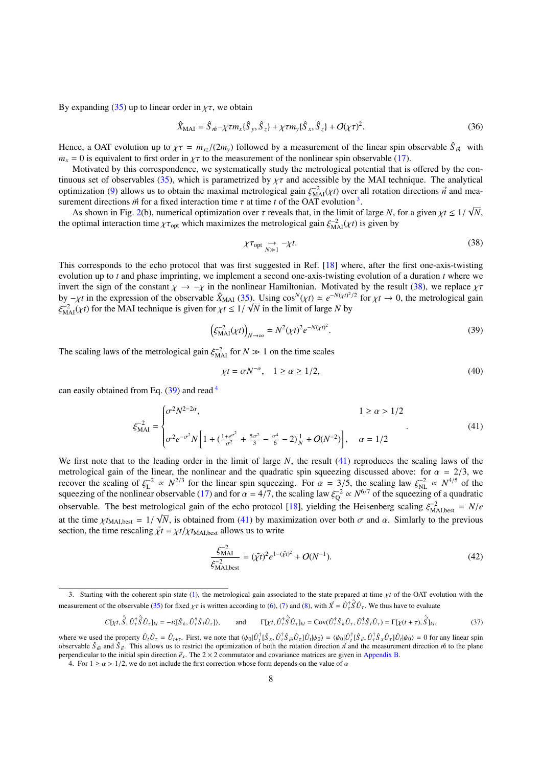By expanding (35) up to linear order in $\chi\tau$, we obtain

$$\hat{X}_{\mathrm{MAI}} = \hat{S}_{\vec{m}} - \chi\tau m_x\{\hat{S}_y, \hat{S}_z\} + \chi\tau m_y\{\hat{S}_x, \hat{S}_z\} + O(\chi\tau)^2. \tag{36}$$

Hence, a OAT evolution up to $\chi\tau = m_{xz}/(2m_y)$ followed by a measurement of the linear spin observable $\hat{S}_{\vec{m}}$ with $m_x = 0$ is equivalent to first order in $\chi\tau$ to the measurement of the nonlinear spin observable (17).

Motivated by this correspondence, we systematically study the metrological potential that is offered by the continuous set of observables (35), which is parametrized by $\chi\tau$ and accessible by the MAI technique. The analytical optimization (9) allows us to obtain the maximal metrological gain $\xi^{-2}_{\mathrm{MAI}}(\chi t)$ over all rotation directions $\vec{n}$ and measurement directions $\vec{m}$ for a fixed interaction time $\tau$ at time $t$ of the OAT evolution [3].

As shown in Fig. 2(b), numerical optimization over $\tau$ reveals that, in the limit of large $N$, for a given $\chi t \leq 1/\sqrt{N}$, the optimal interaction time $\chi\tau_{\mathrm{opt}}$ which maximizes the metrological gain $\xi^{-2}_{\mathrm{MAI}}(\chi t)$ is given by

$$\chi\tau_{\mathrm{opt}} \underset{N\gg1}{\rightarrow} -\chi t. \tag{38}$$

This corresponds to the echo protocol that was first suggested in Ref. [18] where, after the first one-axis-twisting evolution up to $t$ and phase imprinting, we implement a second one-axis-twisting evolution of a duration $t$ where we invert the sign of the constant $\chi \rightarrow -\chi$ in the nonlinear Hamiltonian. Motivated by the result (38), we replace $\chi\tau$ by $-\chi t$ in the expression of the observable $\hat{X}_{\mathrm{MAI}}$ (35). Using $\cos^N(\chi t) \simeq e^{-N(\chi t)^2/2}$ for $\chi t \rightarrow 0$, the metrological gain $\xi^{-2}_{\mathrm{MAI}}(\chi t)$ for the MAI technique is given for $\chi t \leq 1/\sqrt{N}$ in the limit of large $N$ by

$$\left(\xi^{-2}_{\mathrm{MAI}}(\chi t)\right)_{N\rightarrow\infty} = N^2(\chi t)^2 e^{-N(\chi t)^2}. \tag{39}$$

The scaling laws of the metrological gain $\xi^{-2}_{\mathrm{MAI}}$ for $N \gg 1$ on the time scales

$$\chi t = \sigma N^{-\alpha}, \quad 1 \geq \alpha \geq 1/2, \tag{40}$$

can easily obtained from Eq. (39) and read [4]

$$\xi^{-2}_{\mathrm{MAI}} = \begin{cases} \sigma^2 N^{2-2\alpha}, & 1 \geq \alpha > 1/2 \\ \sigma^2 e^{-\sigma^2} N\left[1 + \left(\frac{1+e^{\sigma^2}}{\sigma^2} + \frac{5\sigma^2}{3} - \frac{\sigma^4}{6} - 2\right)\frac{1}{N} + O(N^{-2})\right], & \alpha = 1/2 \end{cases}. \tag{41}$$

We first note that to the leading order in the limit of large $N$, the result (41) reproduces the scaling laws of the metrological gain of the linear, the nonlinear and the quadratic spin squeezing discussed above: for $\alpha = 2/3$, we recover the scaling of $\xi^{-2}_{\mathrm{L}} \propto N^{2/3}$ for the linear spin squeezing. For $\alpha = 3/5$, the scaling law $\xi^{-2}_{\mathrm{NL}} \propto N^{4/5}$ of the squeezing of the nonlinear observable (17) and for $\alpha = 4/7$, the scaling law $\xi^{-2}_{\mathrm{Q}} \propto N^{6/7}$ of the squeezing of a quadratic observable. The best metrological gain of the echo protocol [18], yielding the Heisenberg scaling $\xi^{-2}_{\mathrm{MAI,best}} = N/e$ at the time $\chi t_{\mathrm{MAI,best}} = 1/\sqrt{N}$, is obtained from (41) by maximization over both $\sigma$ and $\alpha$. Simlarly to the previous section, the time rescaling $\tilde{\chi t} = \chi t/\chi t_{\mathrm{MAI,best}}$ allows us to write

$$\frac{\xi^{-2}_{\mathrm{MAI}}}{\xi^{-2}_{\mathrm{MAI,best}}} = (\tilde{\chi t})^2 e^{1-(\tilde{\chi t})^2} + O(N^{-1}). \tag{42}$$

---

3. Starting with the coherent spin state (1), the metrological gain associated to the state prepared at time $\chi t$ of the OAT evolution with the measurement of the observable (35) for fixed $\chi\tau$ is written according to (6), (7) and (8), with $\vec{X} = \hat{U}^\dagger_\tau \hat{\vec{S}} \hat{U}_\tau$. We thus have to evaluate

$$C[\chi t, \hat{\vec{S}}, \hat{U}^\dagger_\tau \hat{\vec{S}} \hat{U}_\tau]_{kl} = -i\langle[\hat{S}_k, \hat{U}^\dagger_\tau \hat{S}_l \hat{U}_\tau]\rangle, \quad \text{and} \quad \Gamma[\chi t, \hat{U}^\dagger_\tau \hat{\vec{S}} \hat{U}_\tau]_{kl} = \mathrm{Cov}(\hat{U}^\dagger_\tau \hat{S}_k \hat{U}_\tau, \hat{U}^\dagger_\tau \hat{S}_l \hat{U}_\tau) = \Gamma[\chi(t+\tau), \hat{\vec{S}}]_{kl}, \tag{37}$$

where we used the property $\hat{U}_t \hat{U}_\tau = \hat{U}_{t+\tau}$. First, we note that $\langle\psi_0|\hat{U}^\dagger_t[\hat{S}_x, \hat{U}^\dagger_\tau \hat{S}_{\vec{m}} \hat{U}_\tau]\hat{U}_t|\psi_0\rangle = \langle\psi_0|\hat{U}^\dagger_t[\hat{S}_{\vec{n}}, \hat{U}^\dagger_\tau \hat{S}_x \hat{U}_\tau]\hat{U}_t|\psi_0\rangle = 0$ for any linear spin observable $\hat{S}_{\vec{m}}$ and $\hat{S}_{\vec{n}}$. This allows us to restrict the optimization of both the rotation direction $\vec{n}$ and the measurement direction $\vec{m}$ to the plane perpendicular to the initial spin direction $\vec{e}_x$. The $2 \times 2$ commutator and covariance matrices are given in Appendix B.

4. For $1 \geq \alpha > 1/2$, we do not include the first correction whose form depends on the value of $\alpha$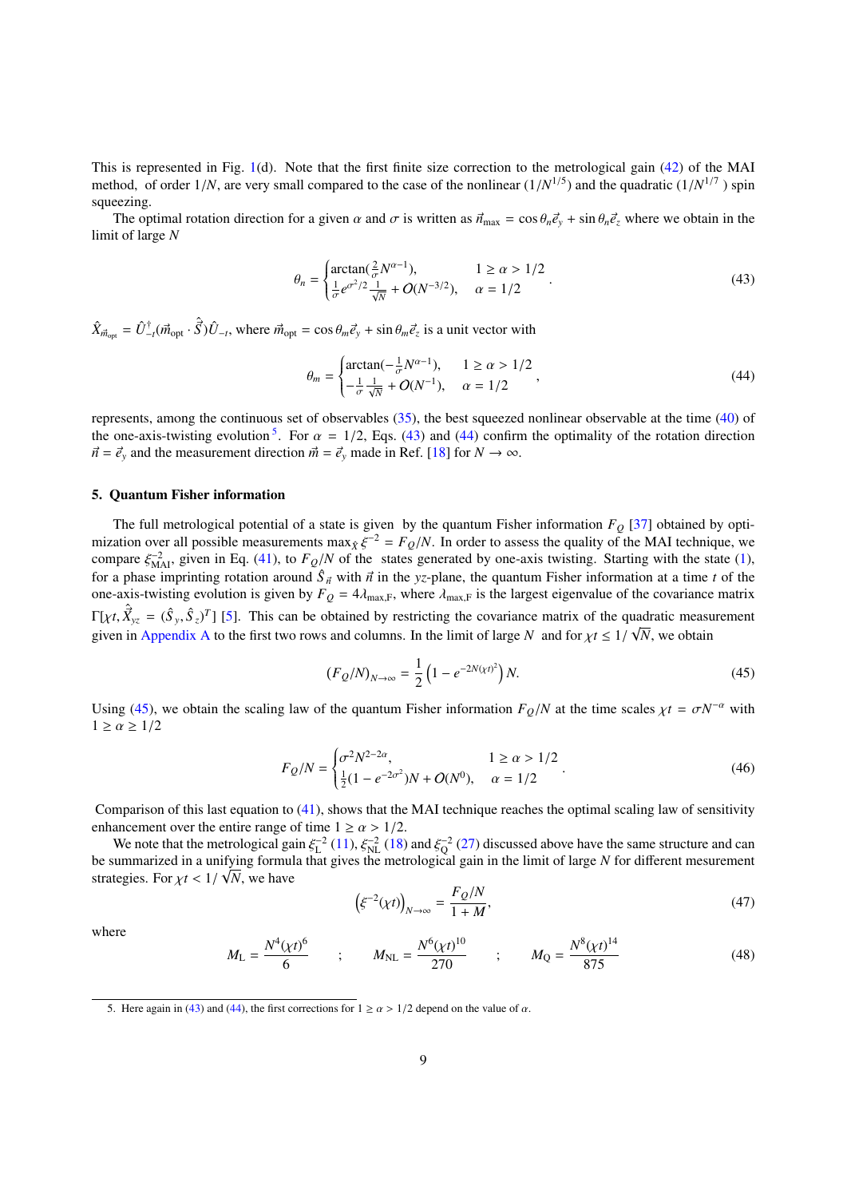This is represented in Fig. 1(d). Note that the first finite size correction to the metrological gain (42) of the MAI method, of order $1/N$, are very small compared to the case of the nonlinear ($1/N^{1/5}$) and the quadratic ($1/N^{1/7}$) spin squeezing.

The optimal rotation direction for a given $\alpha$ and $\sigma$ is written as $\vec{n}_{\max} = \cos\theta_n \vec{e}_y + \sin\theta_n \vec{e}_z$ where we obtain in the limit of large $N$

$$\theta_n = \begin{cases} \arctan(\frac{2}{\sigma}N^{\alpha-1}), & 1 \geq \alpha > 1/2 \\ \frac{1}{\sigma}e^{\sigma^2/2}\frac{1}{\sqrt{N}} + O(N^{-3/2}), & \alpha = 1/2 \end{cases}. \tag{43}$$

$\hat{X}_{\vec{m}_{\rm opt}} = \hat{U}^{\dagger}_{-t}(\vec{m}_{\rm opt} \cdot \hat{\vec{S}})\hat{U}_{-t}$, where $\vec{m}_{\rm opt} = \cos\theta_m \vec{e}_y + \sin\theta_m \vec{e}_z$ is a unit vector with

$$\theta_m = \begin{cases} \arctan(-\frac{1}{\sigma}N^{\alpha-1}), & 1 \geq \alpha > 1/2 \\ -\frac{1}{\sigma}\frac{1}{\sqrt{N}} + O(N^{-1}), & \alpha = 1/2 \end{cases}, \tag{44}$$

represents, among the continuous set of observables (35), the best squeezed nonlinear observable at the time (40) of the one-axis-twisting evolution[5]. For $\alpha = 1/2$, Eqs. (43) and (44) confirm the optimality of the rotation direction $\vec{n} = \vec{e}_y$ and the measurement direction $\vec{m} = \vec{e}_y$ made in Ref. [18] for $N \to \infty$.

## 5. Quantum Fisher information

The full metrological potential of a state is given by the quantum Fisher information $F_Q$ [37] obtained by optimization over all possible measurements $\max_{\hat{X}} \xi^{-2} = F_Q/N$. In order to assess the quality of the MAI technique, we compare $\xi^{-2}_{\rm MAI}$, given in Eq. (41), to $F_Q/N$ of the states generated by one-axis twisting. Starting with the state (1), for a phase imprinting rotation around $\hat{S}_{\vec{n}}$ with $\vec{n}$ in the $yz$-plane, the quantum Fisher information at a time $t$ of the one-axis-twisting evolution is given by $F_Q = 4\lambda_{\max,\rm F}$, where $\lambda_{\max,\rm F}$ is the largest eigenvalue of the covariance matrix $\Gamma[\chi t, \hat{\vec{X}}_{yz} = (\hat{S}_y, \hat{S}_z)^T]$ [5]. This can be obtained by restricting the covariance matrix of the quadratic measurement given in Appendix A to the first two rows and columns. In the limit of large $N$ and for $\chi t \leq 1/\sqrt{N}$, we obtain

$$(F_Q/N)_{N\to\infty} = \frac{1}{2}\left(1 - e^{-2N(\chi t)^2}\right)N. \tag{45}$$

Using (45), we obtain the scaling law of the quantum Fisher information $F_Q/N$ at the time scales $\chi t = \sigma N^{-\alpha}$ with $1 \geq \alpha \geq 1/2$

$$F_Q/N = \begin{cases} \sigma^2 N^{2-2\alpha}, & 1 \geq \alpha > 1/2 \\ \frac{1}{2}(1 - e^{-2\sigma^2})N + O(N^0), & \alpha = 1/2 \end{cases}. \tag{46}$$

Comparison of this last equation to (41), shows that the MAI technique reaches the optimal scaling law of sensitivity enhancement over the entire range of time $1 \geq \alpha > 1/2$.

We note that the metrological gain $\xi_{\rm L}^{-2}$ (11), $\xi_{\rm NL}^{-2}$ (18) and $\xi_{\rm Q}^{-2}$ (27) discussed above have the same structure and can be summarized in a unifying formula that gives the metrological gain in the limit of large $N$ for different mesurement strategies. For $\chi t < 1/\sqrt{N}$, we have

$$\left(\xi^{-2}(\chi t)\right)_{N\to\infty} = \frac{F_Q/N}{1+M}, \tag{47}$$

where

$$M_{\rm L} = \frac{N^4(\chi t)^6}{6} \qquad ; \qquad M_{\rm NL} = \frac{N^6(\chi t)^{10}}{270} \qquad ; \qquad M_{\rm Q} = \frac{N^8(\chi t)^{14}}{875} \tag{48}$$

5. Here again in (43) and (44), the first corrections for $1 \geq \alpha > 1/2$ depend on the value of $\alpha$.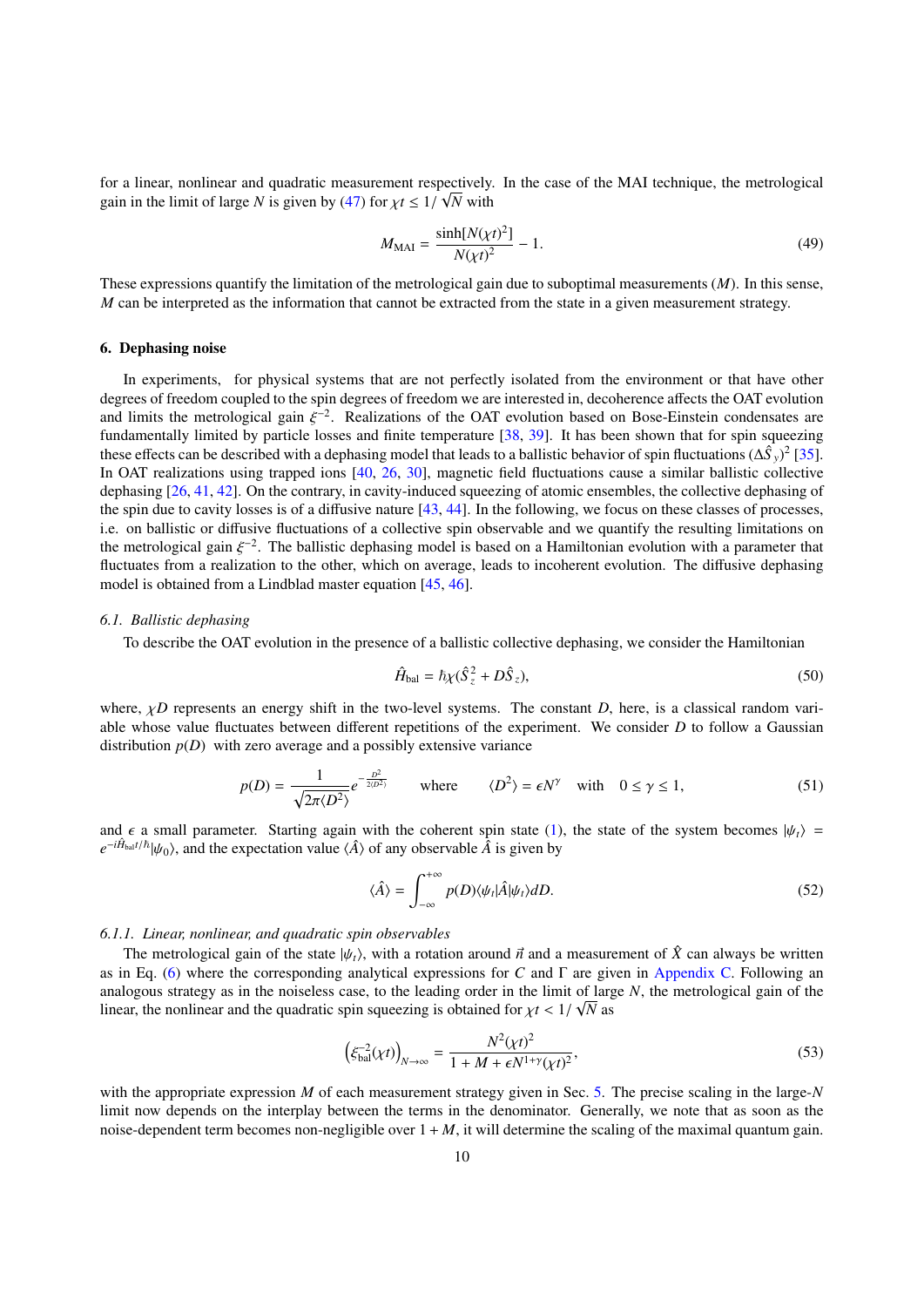for a linear, nonlinear and quadratic measurement respectively. In the case of the MAI technique, the metrological gain in the limit of large $N$ is given by (47) for $\chi t \leq 1/\sqrt{N}$ with

$$M_{\text{MAI}} = \frac{\sinh[N(\chi t)^2]}{N(\chi t)^2} - 1. \tag{49}$$

These expressions quantify the limitation of the metrological gain due to suboptimal measurements ($M$). In this sense, $M$ can be interpreted as the information that cannot be extracted from the state in a given measurement strategy.

## 6. Dephasing noise

In experiments, for physical systems that are not perfectly isolated from the environment or that have other degrees of freedom coupled to the spin degrees of freedom we are interested in, decoherence affects the OAT evolution and limits the metrological gain $\xi^{-2}$. Realizations of the OAT evolution based on Bose-Einstein condensates are fundamentally limited by particle losses and finite temperature [38, 39]. It has been shown that for spin squeezing these effects can be described with a dephasing model that leads to a ballistic behavior of spin fluctuations $(\Delta\hat{S}_y)^2$ [35]. In OAT realizations using trapped ions [40, 26, 30], magnetic field fluctuations cause a similar ballistic collective dephasing [26, 41, 42]. On the contrary, in cavity-induced squeezing of atomic ensembles, the collective dephasing of the spin due to cavity losses is of a diffusive nature [43, 44]. In the following, we focus on these classes of processes, i.e. on ballistic or diffusive fluctuations of a collective spin observable and we quantify the resulting limitations on the metrological gain $\xi^{-2}$. The ballistic dephasing model is based on a Hamiltonian evolution with a parameter that fluctuates from a realization to the other, which on average, leads to incoherent evolution. The diffusive dephasing model is obtained from a Lindblad master equation [45, 46].

### 6.1. Ballistic dephasing

To describe the OAT evolution in the presence of a ballistic collective dephasing, we consider the Hamiltonian

$$\hat{H}_{\text{bal}} = \hbar\chi(\hat{S}_z^2 + D\hat{S}_z), \tag{50}$$

where, $\chi D$ represents an energy shift in the two-level systems. The constant $D$, here, is a classical random variable whose value fluctuates between different repetitions of the experiment. We consider $D$ to follow a Gaussian distribution $p(D)$ with zero average and a possibly extensive variance

$$p(D) = \frac{1}{\sqrt{2\pi\langle D^2\rangle}} e^{-\frac{D^2}{2\langle D^2\rangle}} \qquad \text{where} \qquad \langle D^2\rangle = \epsilon N^{\gamma} \quad \text{with} \quad 0 \leq \gamma \leq 1, \tag{51}$$

and $\epsilon$ a small parameter. Starting again with the coherent spin state (1), the state of the system becomes $|\psi_t\rangle = e^{-i\hat{H}_{\text{bal}}t/\hbar}|\psi_0\rangle$, and the expectation value $\langle\hat{A}\rangle$ of any observable $\hat{A}$ is given by

$$\langle\hat{A}\rangle = \int_{-\infty}^{+\infty} p(D)\langle\psi_t|\hat{A}|\psi_t\rangle dD. \tag{52}$$

#### 6.1.1. Linear, nonlinear, and quadratic spin observables

The metrological gain of the state $|\psi_t\rangle$, with a rotation around $\vec{n}$ and a measurement of $\hat{X}$ can always be written as in Eq. (6) where the corresponding analytical expressions for $C$ and $\Gamma$ are given in Appendix C. Following an analogous strategy as in the noiseless case, to the leading order in the limit of large $N$, the metrological gain of the linear, the nonlinear and the quadratic spin squeezing is obtained for $\chi t < 1/\sqrt{N}$ as

$$\left(\xi_{\text{bal}}^{-2}(\chi t)\right)_{N\to\infty} = \frac{N^2(\chi t)^2}{1 + M + \epsilon N^{1+\gamma}(\chi t)^2}, \tag{53}$$

with the appropriate expression $M$ of each measurement strategy given in Sec. 5. The precise scaling in the large-$N$ limit now depends on the interplay between the terms in the denominator. Generally, we note that as soon as the noise-dependent term becomes non-negligible over $1 + M$, it will determine the scaling of the maximal quantum gain.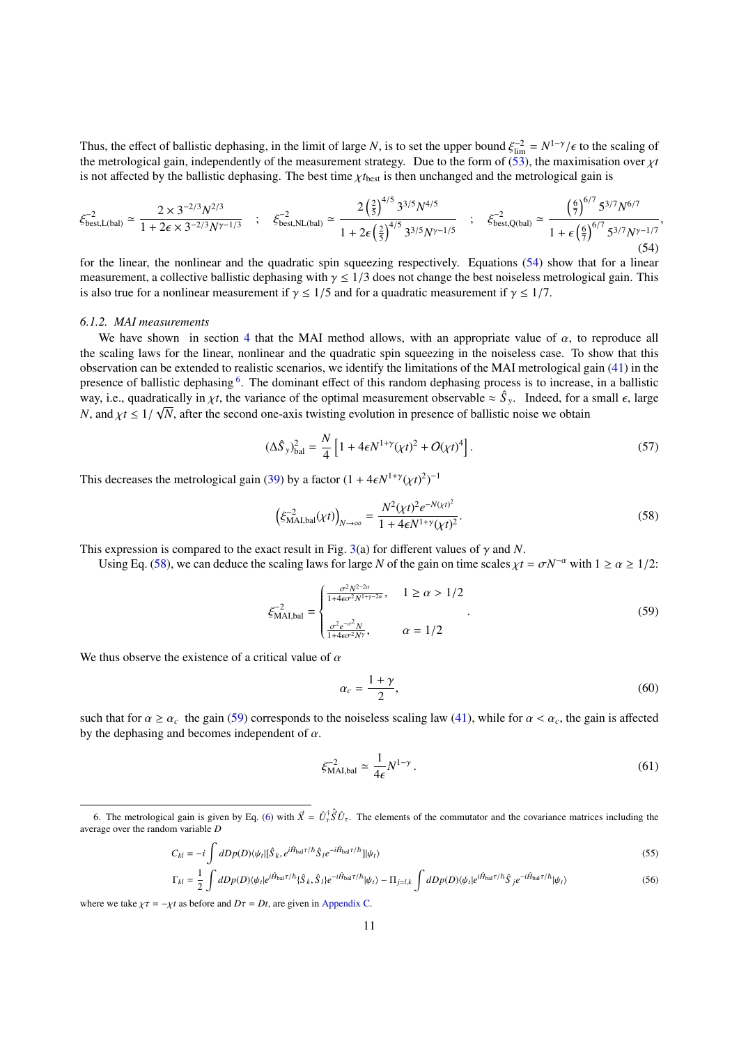Thus, the effect of ballistic dephasing, in the limit of large $N$, is to set the upper bound $\xi^{-2}_{\rm lim} = N^{1-\gamma}/\epsilon$ to the scaling of the metrological gain, independently of the measurement strategy. Due to the form of (53), the maximisation over $\chi t$ is not affected by the ballistic dephasing. The best time $\chi t_{\rm best}$ is then unchanged and the metrological gain is

$$\xi^{-2}_{\rm best,L(bal)} \simeq \frac{2\times 3^{-2/3}N^{2/3}}{1+2\epsilon\times 3^{-2/3}N^{\gamma-1/3}} \quad ; \quad \xi^{-2}_{\rm best,NL(bal)} \simeq \frac{2\left(\frac{2}{5}\right)^{4/5}3^{3/5}N^{4/5}}{1+2\epsilon\left(\frac{2}{5}\right)^{4/5}3^{3/5}N^{\gamma-1/5}} \quad ; \quad \xi^{-2}_{\rm best,Q(bal)} \simeq \frac{\left(\frac{6}{7}\right)^{6/7}5^{3/7}N^{6/7}}{1+\epsilon\left(\frac{6}{7}\right)^{6/7}5^{3/7}N^{\gamma-1/7}}, \tag{54}$$

for the linear, the nonlinear and the quadratic spin squeezing respectively. Equations (54) show that for a linear measurement, a collective ballistic dephasing with $\gamma \leq 1/3$ does not change the best noiseless metrological gain. This is also true for a nonlinear measurement if $\gamma \leq 1/5$ and for a quadratic measurement if $\gamma \leq 1/7$.

### 6.1.2. MAI measurements

We have shown in section 4 that the MAI method allows, with an appropriate value of $\alpha$, to reproduce all the scaling laws for the linear, nonlinear and the quadratic spin squeezing in the noiseless case. To show that this observation can be extended to realistic scenarios, we identify the limitations of the MAI metrological gain (41) in the presence of ballistic dephasing [6]. The dominant effect of this random dephasing process is to increase, in a ballistic way, i.e., quadratically in $\chi t$, the variance of the optimal measurement observable $\approx \hat{S}_y$. Indeed, for a small $\epsilon$, large $N$, and $\chi t \leq 1/\sqrt{N}$, after the second one-axis twisting evolution in presence of ballistic noise we obtain

$$(\Delta\hat{S}_y)^2_{\rm bal} = \frac{N}{4}\left[1+4\epsilon N^{1+\gamma}(\chi t)^2 + O(\chi t)^4\right]. \tag{57}$$

This decreases the metrological gain (39) by a factor $(1+4\epsilon N^{1+\gamma}(\chi t)^2)^{-1}$

$$\left(\xi^{-2}_{\rm MAI,bal}(\chi t)\right)_{N\to\infty} = \frac{N^2(\chi t)^2 e^{-N(\chi t)^2}}{1+4\epsilon N^{1+\gamma}(\chi t)^2}. \tag{58}$$

This expression is compared to the exact result in Fig. 3(a) for different values of $\gamma$ and $N$.

Using Eq. (58), we can deduce the scaling laws for large $N$ of the gain on time scales $\chi t = \sigma N^{-\alpha}$ with $1 \geq \alpha \geq 1/2$:

$$\xi^{-2}_{\rm MAI,bal} = \begin{cases} \frac{\sigma^2 N^{2-2\alpha}}{1+4\epsilon\sigma^2 N^{1+\gamma-2\alpha}}, & 1 \geq \alpha > 1/2 \\ \frac{\sigma^2 e^{-\sigma^2} N}{1+4\epsilon\sigma^2 N^{\gamma}}, & \alpha = 1/2 \end{cases}. \tag{59}$$

We thus observe the existence of a critical value of $\alpha$

$$\alpha_c = \frac{1+\gamma}{2}, \tag{60}$$

such that for $\alpha \geq \alpha_c$ the gain (59) corresponds to the noiseless scaling law (41), while for $\alpha < \alpha_c$, the gain is affected by the dephasing and becomes independent of $\alpha$.

$$\xi^{-2}_{\rm MAI,bal} \simeq \frac{1}{4\epsilon}N^{1-\gamma}. \tag{61}$$

---

6. The metrological gain is given by Eq. (6) with $\hat{\vec{X}} = \hat{U}^\dagger_\tau \hat{\vec{S}} \hat{U}_\tau$. The elements of the commutator and the covariance matrices including the average over the random variable $D$

$$C_{kl} = -i\int dDp(D)\langle\psi_t|[\hat{S}_k, e^{i\hat{H}_{\rm bal}\tau/\hbar}\hat{S}_l e^{-i\hat{H}_{\rm bal}\tau/\hbar}]|\psi_t\rangle \tag{55}$$

$$\Gamma_{kl} = \frac{1}{2}\int dDp(D)\langle\psi_t|e^{i\hat{H}_{\rm bal}\tau/\hbar}\{\hat{S}_k,\hat{S}_l\}e^{-i\hat{H}_{\rm bal}\tau/\hbar}|\psi_t\rangle - \Pi_{j=l,k}\int dDp(D)\langle\psi_t|e^{i\hat{H}_{\rm bal}\tau/\hbar}\hat{S}_j e^{-i\hat{H}_{\rm bal}\tau/\hbar}|\psi_t\rangle \tag{56}$$

where we take $\chi\tau = -\chi t$ as before and $D\tau = Dt$, are given in Appendix C.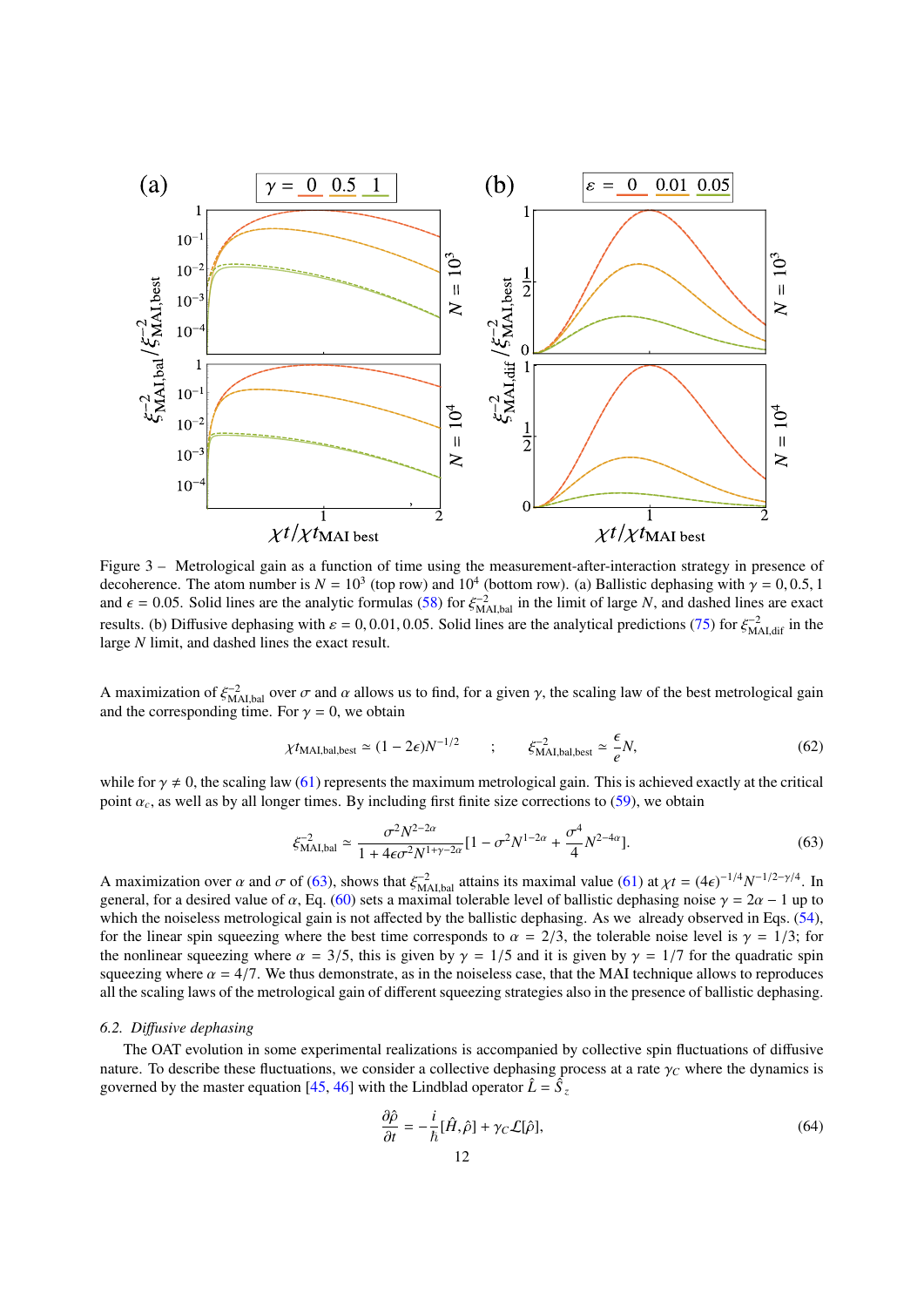Figure 3 – Metrological gain as a function of time using the measurement-after-interaction strategy in presence of decoherence. The atom number is $N = 10^3$ (top row) and $10^4$ (bottom row). (a) Ballistic dephasing with $\gamma = 0, 0.5, 1$ and $\epsilon = 0.05$. Solid lines are the analytic formulas (58) for $\xi^{-2}_{\mathrm{MAI,bal}}$ in the limit of large $N$, and dashed lines are exact results. (b) Diffusive dephasing with $\varepsilon = 0, 0.01, 0.05$. Solid lines are the analytical predictions (75) for $\xi^{-2}_{\mathrm{MAI,dif}}$ in the large $N$ limit, and dashed lines the exact result.

A maximization of $\xi^{-2}_{\mathrm{MAI,bal}}$ over $\sigma$ and $\alpha$ allows us to find, for a given $\gamma$, the scaling law of the best metrological gain and the corresponding time. For $\gamma = 0$, we obtain

$$\chi t_{\mathrm{MAI,bal,best}} \simeq (1 - 2\epsilon) N^{-1/2} \qquad ; \qquad \xi^{-2}_{\mathrm{MAI,bal,best}} \simeq \frac{\epsilon}{e} N, \tag{62}$$

while for $\gamma \neq 0$, the scaling law (61) represents the maximum metrological gain. This is achieved exactly at the critical point $\alpha_c$, as well as by all longer times. By including first finite size corrections to (59), we obtain

$$\xi^{-2}_{\mathrm{MAI,bal}} \simeq \frac{\sigma^2 N^{2-2\alpha}}{1 + 4\epsilon\sigma^2 N^{1+\gamma-2\alpha}} [1 - \sigma^2 N^{1-2\alpha} + \frac{\sigma^4}{4} N^{2-4\alpha}]. \tag{63}$$

A maximization over $\alpha$ and $\sigma$ of (63), shows that $\xi^{-2}_{\mathrm{MAI,bal}}$ attains its maximal value (61) at $\chi t = (4\epsilon)^{-1/4} N^{-1/2-\gamma/4}$. In general, for a desired value of $\alpha$, Eq. (60) sets a maximal tolerable level of ballistic dephasing noise $\gamma = 2\alpha - 1$ up to which the noiseless metrological gain is not affected by the ballistic dephasing. As we already observed in Eqs. (54), for the linear spin squeezing where the best time corresponds to $\alpha = 2/3$, the tolerable noise level is $\gamma = 1/3$; for the nonlinear squeezing where $\alpha = 3/5$, this is given by $\gamma = 1/5$ and it is given by $\gamma = 1/7$ for the quadratic spin squeezing where $\alpha = 4/7$. We thus demonstrate, as in the noiseless case, that the MAI technique allows to reproduces all the scaling laws of the metrological gain of different squeezing strategies also in the presence of ballistic dephasing.

### 6.2. *Diffusive dephasing*

The OAT evolution in some experimental realizations is accompanied by collective spin fluctuations of diffusive nature. To describe these fluctuations, we consider a collective dephasing process at a rate $\gamma_C$ where the dynamics is governed by the master equation [45, 46] with the Lindblad operator $\hat{L} = \hat{S}_z$

$$\frac{\partial \hat{\rho}}{\partial t} = -\frac{i}{\hbar}[\hat{H}, \hat{\rho}] + \gamma_C \mathcal{L}[\hat{\rho}], \tag{64}$$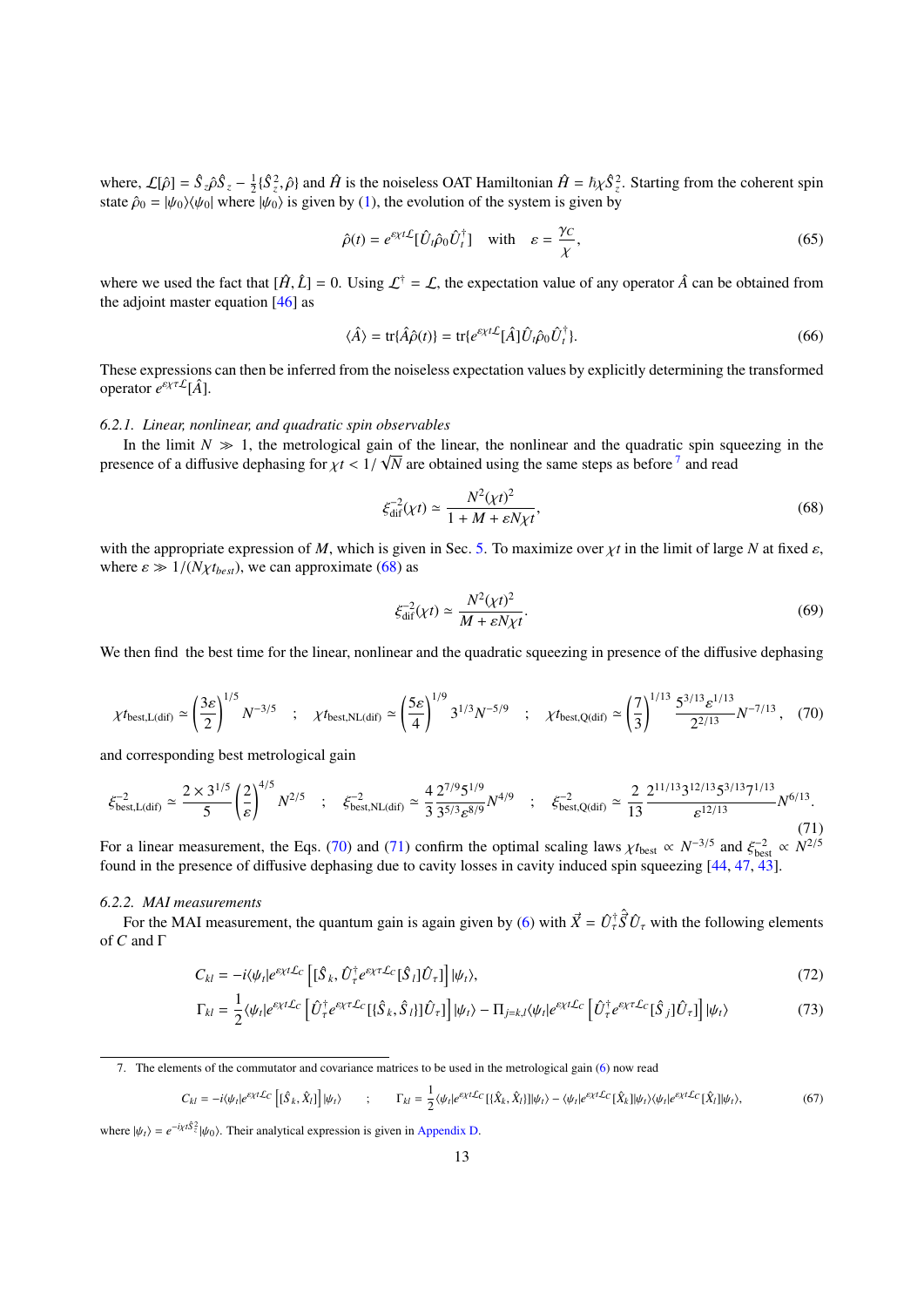where, $\mathcal{L}[\hat{\rho}] = \hat{S}_z\hat{\rho}\hat{S}_z - \frac{1}{2}\{\hat{S}_z^2, \hat{\rho}\}$ and $\hat{H}$ is the noiseless OAT Hamiltonian $\hat{H} = \hbar\chi\hat{S}_z^2$. Starting from the coherent spin state $\hat{\rho}_0 = |\psi_0\rangle\langle\psi_0|$ where $|\psi_0\rangle$ is given by (1), the evolution of the system is given by

$$\hat{\rho}(t) = e^{\varepsilon\chi t\mathcal{L}}[\hat{U}_t\hat{\rho}_0\hat{U}_t^\dagger] \quad \text{with} \quad \varepsilon = \frac{\gamma_C}{\chi}, \tag{65}$$

where we used the fact that $[\hat{H}, \hat{L}] = 0$. Using $\mathcal{L}^\dagger = \mathcal{L}$, the expectation value of any operator $\hat{A}$ can be obtained from the adjoint master equation [46] as

$$\langle\hat{A}\rangle = \mathrm{tr}\{\hat{A}\hat{\rho}(t)\} = \mathrm{tr}\{e^{\varepsilon\chi t\mathcal{L}}[\hat{A}]\hat{U}_t\hat{\rho}_0\hat{U}_t^\dagger\}. \tag{66}$$

These expressions can then be inferred from the noiseless expectation values by explicitly determining the transformed operator $e^{\varepsilon\chi\tau\mathcal{L}}[\hat{A}]$.

### 6.2.1. Linear, nonlinear, and quadratic spin observables

In the limit $N \gg 1$, the metrological gain of the linear, the nonlinear and the quadratic spin squeezing in the presence of a diffusive dephasing for $\chi t < 1/\sqrt{N}$ are obtained using the same steps as before [7] and read

$$\xi_{\mathrm{dif}}^{-2}(\chi t) \simeq \frac{N^2(\chi t)^2}{1 + M + \varepsilon N\chi t}, \tag{68}$$

with the appropriate expression of $M$, which is given in Sec. 5. To maximize over $\chi t$ in the limit of large $N$ at fixed $\varepsilon$, where $\varepsilon \gg 1/(N\chi t_{best})$, we can approximate (68) as

$$\xi_{\mathrm{dif}}^{-2}(\chi t) \simeq \frac{N^2(\chi t)^2}{M + \varepsilon N\chi t}. \tag{69}$$

We then find the best time for the linear, nonlinear and the quadratic squeezing in presence of the diffusive dephasing

$$\chi t_{\mathrm{best,L(dif)}} \simeq \left(\frac{3\varepsilon}{2}\right)^{1/5} N^{-3/5} \quad ; \quad \chi t_{\mathrm{best,NL(dif)}} \simeq \left(\frac{5\varepsilon}{4}\right)^{1/9} 3^{1/3} N^{-5/9} \quad ; \quad \chi t_{\mathrm{best,Q(dif)}} \simeq \left(\frac{7}{3}\right)^{1/13} \frac{5^{3/13}\varepsilon^{1/13}}{2^{2/13}} N^{-7/13}, \tag{70}$$

and corresponding best metrological gain

$$\xi_{\mathrm{best,L(dif)}}^{-2} \simeq \frac{2\times 3^{1/5}}{5}\left(\frac{2}{\varepsilon}\right)^{4/5} N^{2/5} \quad ; \quad \xi_{\mathrm{best,NL(dif)}}^{-2} \simeq \frac{4}{3}\frac{2^{7/9}5^{1/9}}{3^{5/3}\varepsilon^{8/9}} N^{4/9} \quad ; \quad \xi_{\mathrm{best,Q(dif)}}^{-2} \simeq \frac{2}{13}\frac{2^{11/13}3^{12/13}5^{3/13}7^{1/13}}{\varepsilon^{12/13}} N^{6/13}. \tag{71}$$

For a linear measurement, the Eqs. (70) and (71) confirm the optimal scaling laws $\chi t_{\mathrm{best}} \propto N^{-3/5}$ and $\xi_{\mathrm{best}}^{-2} \propto N^{2/5}$ found in the presence of diffusive dephasing due to cavity losses in cavity induced spin squeezing [44, 47, 43].

### 6.2.2. MAI measurements

For the MAI measurement, the quantum gain is again given by (6) with $\vec{X} = \hat{U}_\tau^\dagger \hat{\vec{S}} \hat{U}_\tau$ with the following elements of $C$ and $\Gamma$

$$C_{kl} = -i\langle\psi_t|e^{\varepsilon\chi t\mathcal{L}_C}\left[[\hat{S}_k, \hat{U}_\tau^\dagger e^{\varepsilon\chi\tau\mathcal{L}_C}[\hat{S}_l]\hat{U}_\tau]\right]|\psi_t\rangle, \tag{72}$$

$$\Gamma_{kl} = \frac{1}{2}\langle\psi_t|e^{\varepsilon\chi t\mathcal{L}_C}\left[\hat{U}_\tau^\dagger e^{\varepsilon\chi\tau\mathcal{L}_C}[\{\hat{S}_k, \hat{S}_l\}]\hat{U}_\tau\right]|\psi_t\rangle - \Pi_{j=k,l}\langle\psi_t|e^{\varepsilon\chi t\mathcal{L}_C}\left[\hat{U}_\tau^\dagger e^{\varepsilon\chi\tau\mathcal{L}_C}[\hat{S}_j]\hat{U}_\tau\right]|\psi_t\rangle \tag{73}$$

---

7. The elements of the commutator and covariance matrices to be used in the metrological gain (6) now read

$$C_{kl} = -i\langle\psi_t|e^{\varepsilon\chi t\mathcal{L}_C}\left[[\hat{S}_k, \hat{X}_l]\right]|\psi_t\rangle \quad ; \quad \Gamma_{kl} = \frac{1}{2}\langle\psi_t|e^{\varepsilon\chi t\mathcal{L}_C}[\{\hat{X}_k, \hat{X}_l\}]|\psi_t\rangle - \langle\psi_t|e^{\varepsilon\chi t\mathcal{L}_C}[\hat{X}_k]|\psi_t\rangle\langle\psi_t|e^{\varepsilon\chi t\mathcal{L}_C}[\hat{X}_l]|\psi_t\rangle, \tag{67}$$

where $|\psi_t\rangle = e^{-i\chi t\hat{S}_z^2}|\psi_0\rangle$. Their analytical expression is given in Appendix D.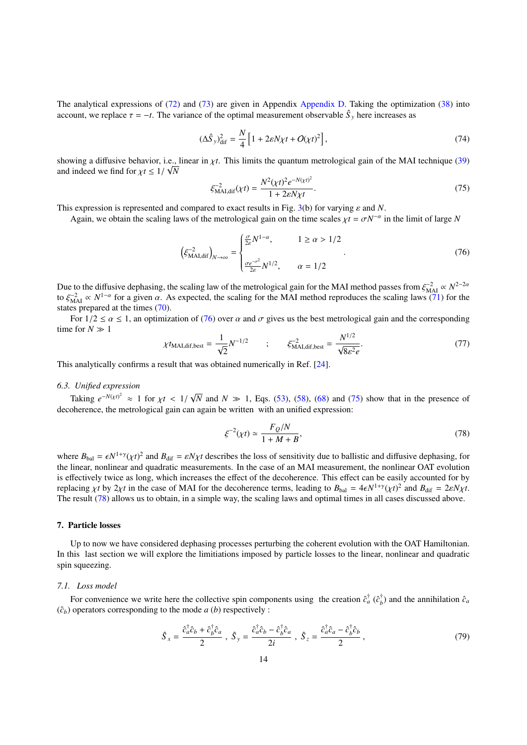The analytical expressions of (72) and (73) are given in Appendix Appendix D. Taking the optimization (38) into account, we replace $\tau = -t$. The variance of the optimal measurement observable $\hat{S}_y$ here increases as

$$(\Delta \hat{S}_y)^2_{\rm dif} = \frac{N}{4}\left[1 + 2\varepsilon N\chi t + O(\chi t)^2\right], \tag{74}$$

showing a diffusive behavior, i.e., linear in $\chi t$. This limits the quantum metrological gain of the MAI technique (39) and indeed we find for $\chi t \leq 1/\sqrt{N}$

$$\xi^{-2}_{\rm MAI,dif}(\chi t) = \frac{N^2(\chi t)^2 e^{-N(\chi t)^2}}{1 + 2\varepsilon N\chi t}. \tag{75}$$

This expression is represented and compared to exact results in Fig. 3(b) for varying $\varepsilon$ and $N$.

Again, we obtain the scaling laws of the metrological gain on the time scales $\chi t = \sigma N^{-\alpha}$ in the limit of large $N$

$$\left(\xi^{-2}_{\rm MAI,dif}\right)_{N\to\infty} = \begin{cases} \frac{\sigma}{2\varepsilon}N^{1-\alpha}, & 1 \geq \alpha > 1/2 \\ \frac{\sigma e^{-\sigma^2}}{2\varepsilon}N^{1/2}, & \alpha = 1/2 \end{cases}. \tag{76}$$

Due to the diffusive dephasing, the scaling law of the metrological gain for the MAI method passes from $\xi^{-2}_{\rm MAI} \propto N^{2-2\alpha}$ to $\xi^{-2}_{\rm MAI} \propto N^{1-\alpha}$ for a given $\alpha$. As expected, the scaling for the MAI method reproduces the scaling laws (71) for the states prepared at the times (70).

For $1/2 \leq \alpha \leq 1$, an optimization of (76) over $\alpha$ and $\sigma$ gives us the best metrological gain and the corresponding time for $N \gg 1$

$$\chi t_{\rm MAI,dif,best} = \frac{1}{\sqrt{2}}N^{-1/2} \quad ; \quad \xi^{-2}_{\rm MAI,dif,best} = \frac{N^{1/2}}{\sqrt{8\varepsilon^2 e}}. \tag{77}$$

This analytically confirms a result that was obtained numerically in Ref. [24].

### 6.3. Unified expression

Taking $e^{-N(\chi t)^2} \approx 1$ for $\chi t < 1/\sqrt{N}$ and $N \gg 1$, Eqs. (53), (58), (68) and (75) show that in the presence of decoherence, the metrological gain can again be written with an unified expression:

$$\xi^{-2}(\chi t) \simeq \frac{F_Q/N}{1 + M + B}, \tag{78}$$

where $B_{\rm bal} = \epsilon N^{1+\gamma}(\chi t)^2$ and $B_{\rm dif} = \varepsilon N\chi t$ describes the loss of sensitivity due to ballistic and diffusive dephasing, for the linear, nonlinear and quadratic measurements. In the case of an MAI measurement, the nonlinear OAT evolution is effectively twice as long, which increases the effect of the decoherence. This effect can be easily accounted for by replacing $\chi t$ by $2\chi t$ in the case of MAI for the decoherence terms, leading to $B_{\rm bal} = 4\epsilon N^{1+\gamma}(\chi t)^2$ and $B_{\rm dif} = 2\varepsilon N\chi t$. The result (78) allows us to obtain, in a simple way, the scaling laws and optimal times in all cases discussed above.

## 7. Particle losses

Up to now we have considered dephasing processes perturbing the coherent evolution with the OAT Hamiltonian. In this last section we will explore the limitiations imposed by particle losses to the linear, nonlinear and quadratic spin squeezing.

### 7.1. Loss model

For convenience we write here the collective spin components using the creation $\hat{c}_a^\dagger$ ($\hat{c}_b^\dagger$) and the annihilation $\hat{c}_a$ ($\hat{c}_b$) operators corresponding to the mode $a$ ($b$) respectively :

$$\hat{S}_x = \frac{\hat{c}_a^\dagger\hat{c}_b + \hat{c}_b^\dagger\hat{c}_a}{2}\ ,\ \hat{S}_y = \frac{\hat{c}_a^\dagger\hat{c}_b - \hat{c}_b^\dagger\hat{c}_a}{2i}\ ,\ \hat{S}_z = \frac{\hat{c}_a^\dagger\hat{c}_a - \hat{c}_b^\dagger\hat{c}_b}{2}\ , \tag{79}$$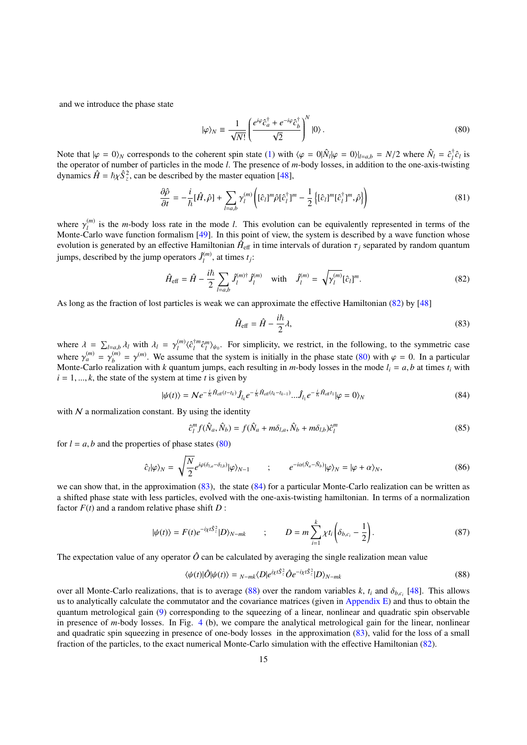and we introduce the phase state

$$|\varphi\rangle_N \equiv \frac{1}{\sqrt{N!}}\left(\frac{e^{i\varphi}\hat{c}_a^\dagger + e^{-i\varphi}\hat{c}_b^\dagger}{\sqrt{2}}\right)^N |0\rangle \,. \tag{80}$$

Note that $|\varphi = 0\rangle_N$ corresponds to the coherent spin state (1) with $\langle\varphi = 0|\hat{N}_l|\varphi = 0\rangle|_{l=a,b} = N/2$ where $\hat{N}_l = \hat{c}_l^\dagger\hat{c}_l$ is the operator of number of particles in the mode $l$. The presence of $m$-body losses, in addition to the one-axis-twisting dynamics $\hat{H} = \hbar\chi\hat{S}_z^2$, can be described by the master equation [48],

$$\frac{\partial\hat{\rho}}{\partial t} = -\frac{i}{\hbar}[\hat{H},\hat{\rho}] + \sum_{l=a,b}\gamma_l^{(m)}\left([\hat{c}_l]^m\hat{\rho}[\hat{c}_l^\dagger]^m - \frac{1}{2}\left\{[\hat{c}_l]^m[\hat{c}_l^\dagger]^m,\hat{\rho}\right\}\right) \tag{81}$$

where $\gamma_l^{(m)}$ is the $m$-body loss rate in the mode $l$. This evolution can be equivalently represented in terms of the Monte-Carlo wave function formalism [49]. In this point of view, the system is described by a wave function whose evolution is generated by an effective Hamiltonian $\hat{H}_{\text{eff}}$ in time intervals of duration $\tau_j$ separated by random quantum jumps, described by the jump operators $\hat{J}_l^{(m)}$, at times $t_j$:

$$\hat{H}_{\text{eff}} = \hat{H} - \frac{i\hbar}{2}\sum_{l=a,b}\hat{J}_l^{(m)\dagger}\hat{J}_l^{(m)} \quad \text{with} \quad \hat{J}_l^{(m)} = \sqrt{\gamma_l^{(m)}}[\hat{c}_l]^m. \tag{82}$$

As long as the fraction of lost particles is weak we can approximate the effective Hamiltonian (82) by [48]

$$\hat{H}_{\text{eff}} = \hat{H} - \frac{i\hbar}{2}\lambda, \tag{83}$$

where $\lambda = \sum_{l=a,b}\lambda_l$ with $\lambda_l = \gamma_l^{(m)}\langle\hat{c}_l^{\dagger m}\hat{c}_l^m\rangle_{\psi_0}$. For simplicity, we restrict, in the following, to the symmetric case where $\gamma_a^{(m)} = \gamma_b^{(m)} = \gamma^{(m)}$. We assume that the system is initially in the phase state (80) with $\varphi = 0$. In a particular Monte-Carlo realization with $k$ quantum jumps, each resulting in $m$-body losses in the mode $l_i = a, b$ at times $t_i$ with $i = 1, ..., k$, the state of the system at time $t$ is given by

$$|\psi(t)\rangle = \mathcal{N}e^{-\frac{i}{\hbar}\hat{H}_{\text{eff}}(t-t_k)}\hat{J}_{l_k}e^{-\frac{i}{\hbar}\hat{H}_{\text{eff}}(t_k-t_{k-1})}...\hat{J}_{l_1}e^{-\frac{i}{\hbar}\hat{H}_{\text{eff}}t_1}|\varphi = 0\rangle_N \tag{84}$$

with $\mathcal{N}$ a normalization constant. By using the identity

$$\hat{c}_l^m f(\hat{N}_a,\hat{N}_b) = f(\hat{N}_a + m\delta_{l,a},\hat{N}_b + m\delta_{l,b})\hat{c}_l^m \tag{85}$$

for $l = a, b$ and the properties of phase states (80)

$$\hat{c}_l|\varphi\rangle_N = \sqrt{\frac{N}{2}}e^{i\varphi(\delta_{l,a}-\delta_{l,b})}|\varphi\rangle_{N-1} \qquad ; \qquad e^{-i\alpha(\hat{N}_a-\hat{N}_b)}|\varphi\rangle_N = |\varphi+\alpha\rangle_N, \tag{86}$$

we can show that, in the approximation (83), the state (84) for a particular Monte-Carlo realization can be written as a shifted phase state with less particles, evolved with the one-axis-twisting hamiltonian. In terms of a normalization factor $F(t)$ and a random relative phase shift $D$ :

$$|\psi(t)\rangle = F(t)e^{-i\chi t\hat{S}_z^2}|D\rangle_{N-mk} \qquad ; \qquad D = m\sum_{i=1}^{k}\chi t_i\left(\delta_{b,c_i} - \frac{1}{2}\right). \tag{87}$$

The expectation value of any operator $\hat{O}$ can be calculated by averaging the single realization mean value

$$\langle\psi(t)|\hat{O}|\psi(t)\rangle = {}_{N-mk}\langle D|e^{i\chi t\hat{S}_z^2}\hat{O}e^{-i\chi t\hat{S}_z^2}|D\rangle_{N-mk} \tag{88}$$

over all Monte-Carlo realizations, that is to average (88) over the random variables $k$, $t_i$ and $\delta_{b,c_i}$ [48]. This allows us to analytically calculate the commutator and the covariance matrices (given in Appendix E) and thus to obtain the quantum metrological gain (9) corresponding to the squeezing of a linear, nonlinear and quadratic spin observable in presence of $m$-body losses. In Fig. 4 (b), we compare the analytical metrological gain for the linear, nonlinear and quadratic spin squeezing in presence of one-body losses in the approximation (83), valid for the loss of a small fraction of the particles, to the exact numerical Monte-Carlo simulation with the effective Hamiltonian (82).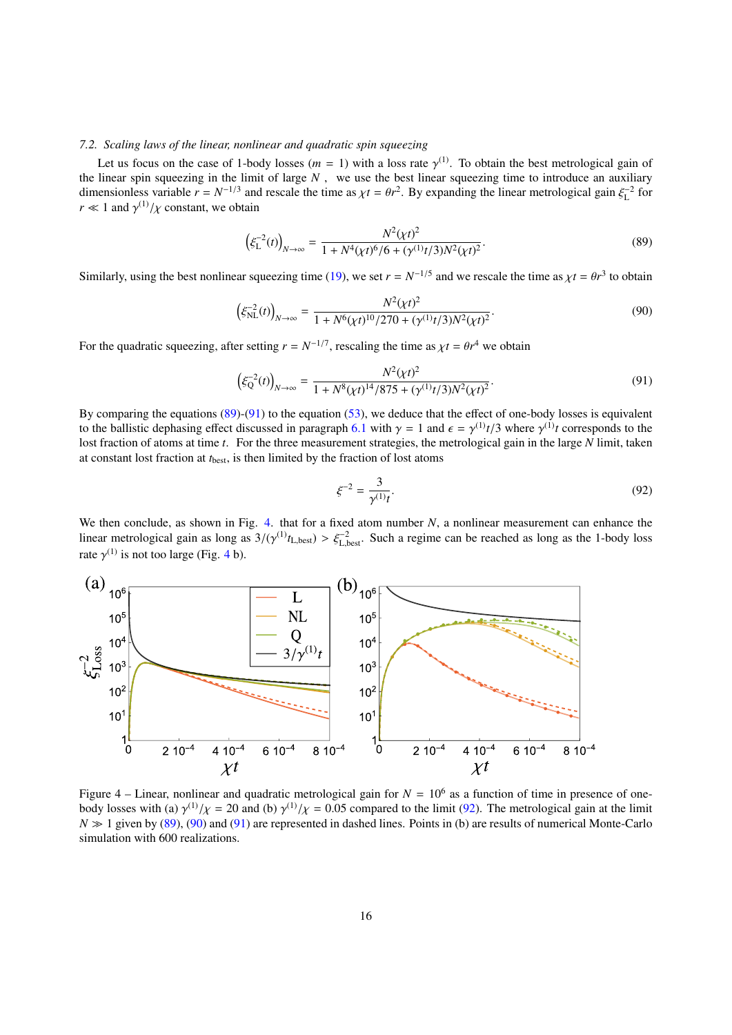### 7.2. Scaling laws of the linear, nonlinear and quadratic spin squeezing

Let us focus on the case of 1-body losses ($m = 1$) with a loss rate $\gamma^{(1)}$. To obtain the best metrological gain of the linear spin squeezing in the limit of large $N$, we use the best linear squeezing time to introduce an auxiliary dimensionless variable $r = N^{-1/3}$ and rescale the time as $\chi t = \theta r^2$. By expanding the linear metrological gain $\xi_{\mathrm{L}}^{-2}$ for $r \ll 1$ and $\gamma^{(1)}/\chi$ constant, we obtain

$$\left(\xi_{\mathrm{L}}^{-2}(t)\right)_{N\to\infty} = \frac{N^2(\chi t)^2}{1 + N^4(\chi t)^6/6 + (\gamma^{(1)}t/3)N^2(\chi t)^2}. \tag{89}$$

Similarly, using the best nonlinear squeezing time (19), we set $r = N^{-1/5}$ and we rescale the time as $\chi t = \theta r^3$ to obtain

$$\left(\xi_{\mathrm{NL}}^{-2}(t)\right)_{N\to\infty} = \frac{N^2(\chi t)^2}{1 + N^6(\chi t)^{10}/270 + (\gamma^{(1)}t/3)N^2(\chi t)^2}. \tag{90}$$

For the quadratic squeezing, after setting $r = N^{-1/7}$, rescaling the time as $\chi t = \theta r^4$ we obtain

$$\left(\xi_{\mathrm{Q}}^{-2}(t)\right)_{N\to\infty} = \frac{N^2(\chi t)^2}{1 + N^8(\chi t)^{14}/875 + (\gamma^{(1)}t/3)N^2(\chi t)^2}. \tag{91}$$

By comparing the equations (89)-(91) to the equation (53), we deduce that the effect of one-body losses is equivalent to the ballistic dephasing effect discussed in paragraph 6.1 with $\gamma = 1$ and $\epsilon = \gamma^{(1)}t/3$ where $\gamma^{(1)}t$ corresponds to the lost fraction of atoms at time $t$. For the three measurement strategies, the metrological gain in the large $N$ limit, taken at constant lost fraction at $t_{\mathrm{best}}$, is then limited by the fraction of lost atoms

$$\xi^{-2} = \frac{3}{\gamma^{(1)}t}. \tag{92}$$

We then conclude, as shown in Fig. 4. that for a fixed atom number $N$, a nonlinear measurement can enhance the linear metrological gain as long as $3/(\gamma^{(1)}t_{\mathrm{L,best}}) > \xi_{\mathrm{L,best}}^{-2}$. Such a regime can be reached as long as the 1-body loss rate $\gamma^{(1)}$ is not too large (Fig. 4 b).

Figure 4 – Linear, nonlinear and quadratic metrological gain for $N = 10^6$ as a function of time in presence of one-body losses with (a) $\gamma^{(1)}/\chi = 20$ and (b) $\gamma^{(1)}/\chi = 0.05$ compared to the limit (92). The metrological gain at the limit $N \gg 1$ given by (89), (90) and (91) are represented in dashed lines. Points in (b) are results of numerical Monte-Carlo simulation with 600 realizations.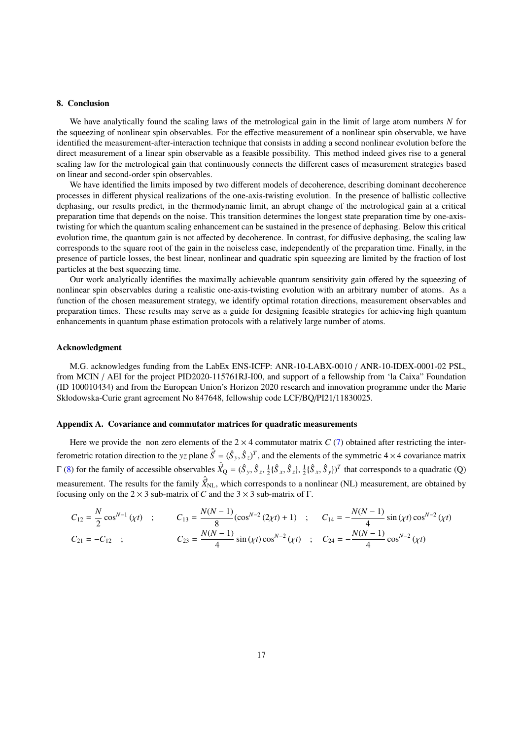## 8. Conclusion

We have analytically found the scaling laws of the metrological gain in the limit of large atom numbers $N$ for the squeezing of nonlinear spin observables. For the effective measurement of a nonlinear spin observable, we have identified the measurement-after-interaction technique that consists in adding a second nonlinear evolution before the direct measurement of a linear spin observable as a feasible possibility. This method indeed gives rise to a general scaling law for the metrological gain that continuously connects the different cases of measurement strategies based on linear and second-order spin observables.

We have identified the limits imposed by two different models of decoherence, describing dominant decoherence processes in different physical realizations of the one-axis-twisting evolution. In the presence of ballistic collective dephasing, our results predict, in the thermodynamic limit, an abrupt change of the metrological gain at a critical preparation time that depends on the noise. This transition determines the longest state preparation time by one-axis-twisting for which the quantum scaling enhancement can be sustained in the presence of dephasing. Below this critical evolution time, the quantum gain is not affected by decoherence. In contrast, for diffusive dephasing, the scaling law corresponds to the square root of the gain in the noiseless case, independently of the preparation time. Finally, in the presence of particle losses, the best linear, nonlinear and quadratic spin squeezing are limited by the fraction of lost particles at the best squeezing time.

Our work analytically identifies the maximally achievable quantum sensitivity gain offered by the squeezing of nonlinear spin observables during a realistic one-axis-twisting evolution with an arbitrary number of atoms. As a function of the chosen measurement strategy, we identify optimal rotation directions, measurement observables and preparation times. These results may serve as a guide for designing feasible strategies for achieving high quantum enhancements in quantum phase estimation protocols with a relatively large number of atoms.

## Acknowledgment

M.G. acknowledges funding from the LabEx ENS-ICFP: ANR-10-LABX-0010 / ANR-10-IDEX-0001-02 PSL, from MCIN / AEI for the project PID2020-115761RJ-I00, and support of a fellowship from 'la Caixa" Foundation (ID 100010434) and from the European Union's Horizon 2020 research and innovation programme under the Marie Skłodowska-Curie grant agreement No 847648, fellowship code LCF/BQ/PI21/11830025.

## Appendix A. Covariance and commutator matrices for quadratic measurements

Here we provide the non zero elements of the $2 \times 4$ commutator matrix $C$ (7) obtained after restricting the interferometric rotation direction to the $yz$ plane $\hat{\vec{S}} = (\hat{S}_y, \hat{S}_z)^T$, and the elements of the symmetric $4 \times 4$ covariance matrix $\Gamma$ (8) for the family of accessible observables $\hat{\vec{X}}_{\text{Q}} = (\hat{S}_y, \hat{S}_z, \frac{1}{2}\{\hat{S}_x, \hat{S}_z\}, \frac{1}{2}\{\hat{S}_x, \hat{S}_y\})^T$ that corresponds to a quadratic (Q) measurement. The results for the family $\hat{\vec{X}}_{\text{NL}}$, which corresponds to a nonlinear (NL) measurement, are obtained by focusing only on the $2 \times 3$ sub-matrix of $C$ and the $3 \times 3$ sub-matrix of $\Gamma$.

$$
C_{12} = \frac{N}{2}\cos^{N-1}(\chi t) \quad ; \qquad C_{13} = \frac{N(N-1)}{8}(\cos^{N-2}(2\chi t) + 1) \quad ; \qquad C_{14} = -\frac{N(N-1)}{4}\sin(\chi t)\cos^{N-2}(\chi t)
$$

$$
C_{21} = -C_{12} \quad ; \qquad C_{23} = \frac{N(N-1)}{4}\sin(\chi t)\cos^{N-2}(\chi t) \quad ; \quad C_{24} = -\frac{N(N-1)}{4}\cos^{N-2}(\chi t)
$$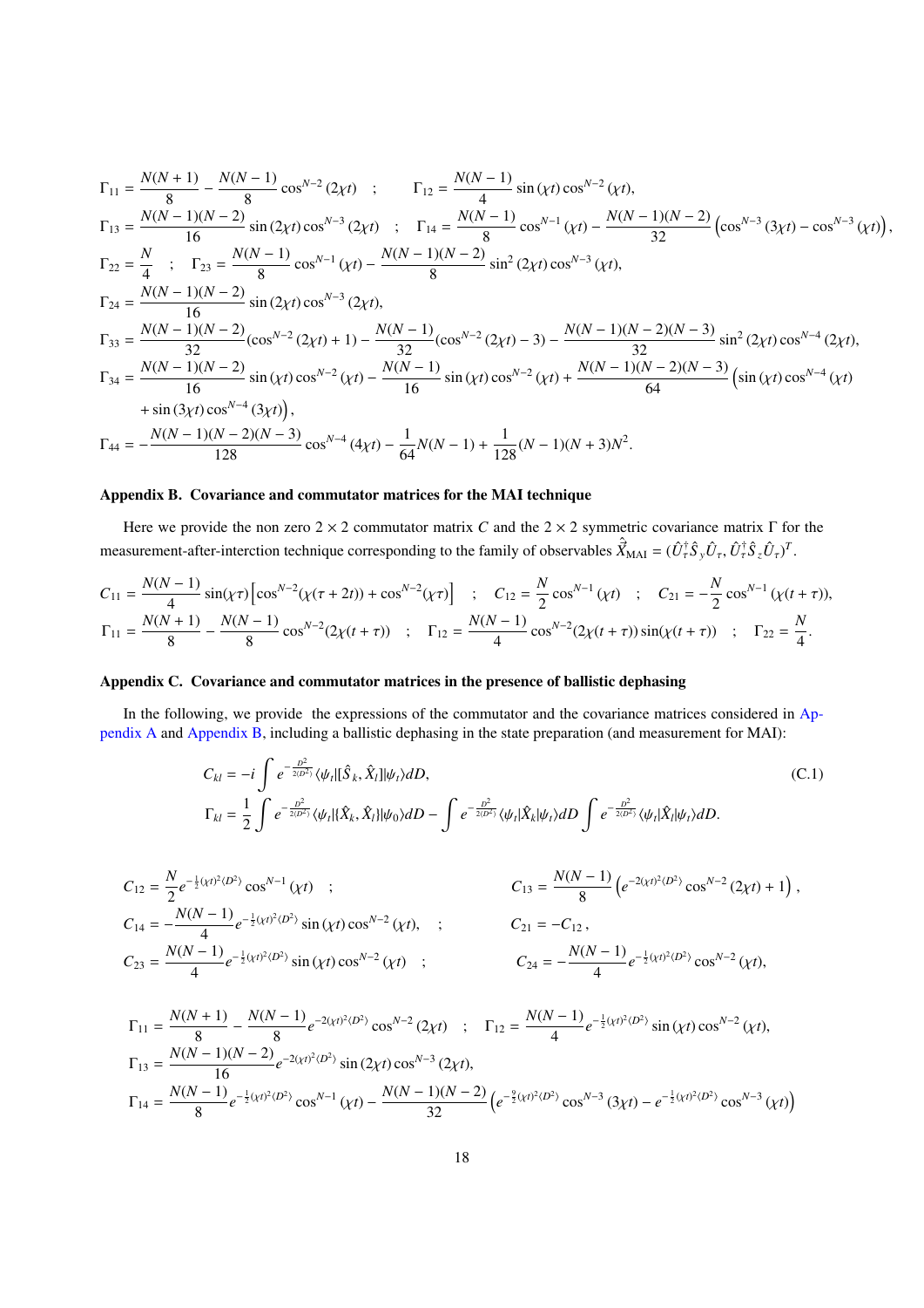$$\Gamma_{11} = \frac{N(N+1)}{8} - \frac{N(N-1)}{8}\cos^{N-2}(2\chi t) \quad ; \qquad \Gamma_{12} = \frac{N(N-1)}{4}\sin(\chi t)\cos^{N-2}(\chi t),$$

$$\Gamma_{13} = \frac{N(N-1)(N-2)}{16}\sin(2\chi t)\cos^{N-3}(2\chi t) \quad ; \quad \Gamma_{14} = \frac{N(N-1)}{8}\cos^{N-1}(\chi t) - \frac{N(N-1)(N-2)}{32}\left(\cos^{N-3}(3\chi t) - \cos^{N-3}(\chi t)\right),$$

$$\Gamma_{22} = \frac{N}{4} \quad ; \quad \Gamma_{23} = \frac{N(N-1)}{8}\cos^{N-1}(\chi t) - \frac{N(N-1)(N-2)}{8}\sin^2(2\chi t)\cos^{N-3}(\chi t),$$

$$\Gamma_{24} = \frac{N(N-1)(N-2)}{16}\sin(2\chi t)\cos^{N-3}(2\chi t),$$

$$\Gamma_{33} = \frac{N(N-1)(N-2)}{32}(\cos^{N-2}(2\chi t)+1) - \frac{N(N-1)}{32}(\cos^{N-2}(2\chi t)-3) - \frac{N(N-1)(N-2)(N-3)}{32}\sin^2(2\chi t)\cos^{N-4}(2\chi t),$$

$$\Gamma_{34} = \frac{N(N-1)(N-2)}{16}\sin(\chi t)\cos^{N-2}(\chi t) - \frac{N(N-1)}{16}\sin(\chi t)\cos^{N-2}(\chi t) + \frac{N(N-1)(N-2)(N-3)}{64}\Big(\sin(\chi t)\cos^{N-4}(\chi t)$$
$$+ \sin(3\chi t)\cos^{N-4}(3\chi t)\Big),$$

$$\Gamma_{44} = -\frac{N(N-1)(N-2)(N-3)}{128}\cos^{N-4}(4\chi t) - \frac{1}{64}N(N-1) + \frac{1}{128}(N-1)(N+3)N^2.$$

## Appendix B. Covariance and commutator matrices for the MAI technique

Here we provide the non zero $2\times 2$ commutator matrix $C$ and the $2\times 2$ symmetric covariance matrix $\Gamma$ for the measurement-after-interction technique corresponding to the family of observables $\hat{\vec{X}}_{\mathrm{MAI}} = (\hat{U}_\tau^\dagger \hat{S}_y \hat{U}_\tau, \hat{U}_\tau^\dagger \hat{S}_z \hat{U}_\tau)^T$.

$$C_{11} = \frac{N(N-1)}{4}\sin(\chi\tau)\left[\cos^{N-2}(\chi(\tau+2t)) + \cos^{N-2}(\chi\tau)\right] \quad ; \quad C_{12} = \frac{N}{2}\cos^{N-1}(\chi t) \quad ; \quad C_{21} = -\frac{N}{2}\cos^{N-1}(\chi(t+\tau)),$$

$$\Gamma_{11} = \frac{N(N+1)}{8} - \frac{N(N-1)}{8}\cos^{N-2}(2\chi(t+\tau)) \quad ; \quad \Gamma_{12} = \frac{N(N-1)}{4}\cos^{N-2}(2\chi(t+\tau))\sin(\chi(t+\tau)) \quad ; \quad \Gamma_{22} = \frac{N}{4}.$$

## Appendix C. Covariance and commutator matrices in the presence of ballistic dephasing

In the following, we provide the expressions of the commutator and the covariance matrices considered in Appendix A and Appendix B, including a ballistic dephasing in the state preparation (and measurement for MAI):

$$C_{kl} = -i\int e^{-\frac{D^2}{2\langle D^2\rangle}}\langle\psi_t|[\hat{S}_k, \hat{X}_l]|\psi_t\rangle dD,$$
$$\Gamma_{kl} = \frac{1}{2}\int e^{-\frac{D^2}{2\langle D^2\rangle}}\langle\psi_t|\{\hat{X}_k, \hat{X}_l\}|\psi_0\rangle dD - \int e^{-\frac{D^2}{2\langle D^2\rangle}}\langle\psi_t|\hat{X}_k|\psi_t\rangle dD \int e^{-\frac{D^2}{2\langle D^2\rangle}}\langle\psi_t|\hat{X}_l|\psi_t\rangle dD. \tag{C.1}$$

$$C_{12} = \frac{N}{2}e^{-\frac{1}{2}(\chi t)^2\langle D^2\rangle}\cos^{N-1}(\chi t) \quad ; \qquad C_{13} = \frac{N(N-1)}{8}\left(e^{-2(\chi t)^2\langle D^2\rangle}\cos^{N-2}(2\chi t) + 1\right),$$

$$C_{14} = -\frac{N(N-1)}{4}e^{-\frac{1}{2}(\chi t)^2\langle D^2\rangle}\sin(\chi t)\cos^{N-2}(\chi t), \quad ; \qquad C_{21} = -C_{12},$$

$$C_{23} = \frac{N(N-1)}{4}e^{-\frac{1}{2}(\chi t)^2\langle D^2\rangle}\sin(\chi t)\cos^{N-2}(\chi t) \quad ; \qquad C_{24} = -\frac{N(N-1)}{4}e^{-\frac{1}{2}(\chi t)^2\langle D^2\rangle}\cos^{N-2}(\chi t),$$

$$\Gamma_{11} = \frac{N(N+1)}{8} - \frac{N(N-1)}{8}e^{-2(\chi t)^2\langle D^2\rangle}\cos^{N-2}(2\chi t) \quad ; \quad \Gamma_{12} = \frac{N(N-1)}{4}e^{-\frac{1}{2}(\chi t)^2\langle D^2\rangle}\sin(\chi t)\cos^{N-2}(\chi t),$$

$$\Gamma_{13} = \frac{N(N-1)(N-2)}{16}e^{-2(\chi t)^2\langle D^2\rangle}\sin(2\chi t)\cos^{N-3}(2\chi t),$$

$$\Gamma_{14} = \frac{N(N-1)}{8}e^{-\frac{1}{2}(\chi t)^2\langle D^2\rangle}\cos^{N-1}(\chi t) - \frac{N(N-1)(N-2)}{32}\left(e^{-\frac{9}{2}(\chi t)^2\langle D^2\rangle}\cos^{N-3}(3\chi t) - e^{-\frac{1}{2}(\chi t)^2\langle D^2\rangle}\cos^{N-3}(\chi t)\right)$$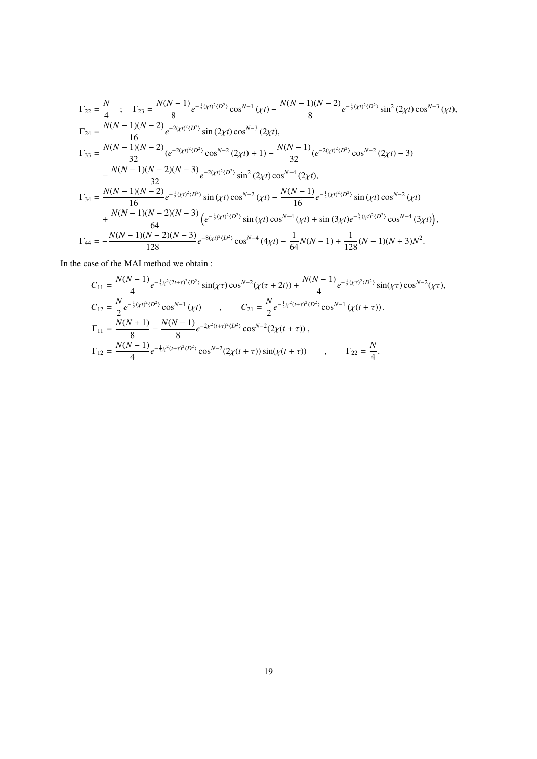$$
\begin{aligned}
\Gamma_{22} &= \frac{N}{4} \quad ; \quad \Gamma_{23} = \frac{N(N-1)}{8} e^{-\frac{1}{2}(\chi t)^2 \langle D^2 \rangle} \cos^{N-1}(\chi t) - \frac{N(N-1)(N-2)}{8} e^{-\frac{1}{2}(\chi t)^2 \langle D^2 \rangle} \sin^2(2\chi t) \cos^{N-3}(\chi t), \\
\Gamma_{24} &= \frac{N(N-1)(N-2)}{16} e^{-2(\chi t)^2 \langle D^2 \rangle} \sin(2\chi t) \cos^{N-3}(2\chi t), \\
\Gamma_{33} &= \frac{N(N-1)(N-2)}{32} (e^{-2(\chi t)^2 \langle D^2 \rangle} \cos^{N-2}(2\chi t) + 1) - \frac{N(N-1)}{32} (e^{-2(\chi t)^2 \langle D^2 \rangle} \cos^{N-2}(2\chi t) - 3) \\
&\quad - \frac{N(N-1)(N-2)(N-3)}{32} e^{-2(\chi t)^2 \langle D^2 \rangle} \sin^2(2\chi t) \cos^{N-4}(2\chi t), \\
\Gamma_{34} &= \frac{N(N-1)(N-2)}{16} e^{-\frac{1}{2}(\chi t)^2 \langle D^2 \rangle} \sin(\chi t) \cos^{N-2}(\chi t) - \frac{N(N-1)}{16} e^{-\frac{1}{2}(\chi t)^2 \langle D^2 \rangle} \sin(\chi t) \cos^{N-2}(\chi t) \\
&\quad + \frac{N(N-1)(N-2)(N-3)}{64} \left( e^{-\frac{1}{2}(\chi t)^2 \langle D^2 \rangle} \sin(\chi t) \cos^{N-4}(\chi t) + \sin(3\chi t) e^{-\frac{9}{2}(\chi t)^2 \langle D^2 \rangle} \cos^{N-4}(3\chi t) \right), \\
\Gamma_{44} &= -\frac{N(N-1)(N-2)(N-3)}{128} e^{-8(\chi t)^2 \langle D^2 \rangle} \cos^{N-4}(4\chi t) - \frac{1}{64} N(N-1) + \frac{1}{128}(N-1)(N+3)N^2.
\end{aligned}
$$

In the case of the MAI method we obtain :

$$
\begin{aligned}
C_{11} &= \frac{N(N-1)}{4} e^{-\frac{1}{2}\chi^2 (2t+\tau)^2 \langle D^2 \rangle} \sin(\chi\tau) \cos^{N-2}(\chi(\tau+2t)) + \frac{N(N-1)}{4} e^{-\frac{1}{2}(\chi\tau)^2 \langle D^2 \rangle} \sin(\chi\tau) \cos^{N-2}(\chi\tau), \\
C_{12} &= \frac{N}{2} e^{-\frac{1}{2}(\chi t)^2 \langle D^2 \rangle} \cos^{N-1}(\chi t) \qquad , \qquad C_{21} = \frac{N}{2} e^{-\frac{1}{2}\chi^2 (t+\tau)^2 \langle D^2 \rangle} \cos^{N-1}(\chi(t+\tau)). \\
\Gamma_{11} &= \frac{N(N+1)}{8} - \frac{N(N-1)}{8} e^{-2\chi^2 (t+\tau)^2 \langle D^2 \rangle} \cos^{N-2}(2\chi(t+\tau)), \\
\Gamma_{12} &= \frac{N(N-1)}{4} e^{-\frac{1}{2}\chi^2 (t+\tau)^2 \langle D^2 \rangle} \cos^{N-2}(2\chi(t+\tau)) \sin(\chi(t+\tau)) \qquad , \qquad \Gamma_{22} = \frac{N}{4}.
\end{aligned}
$$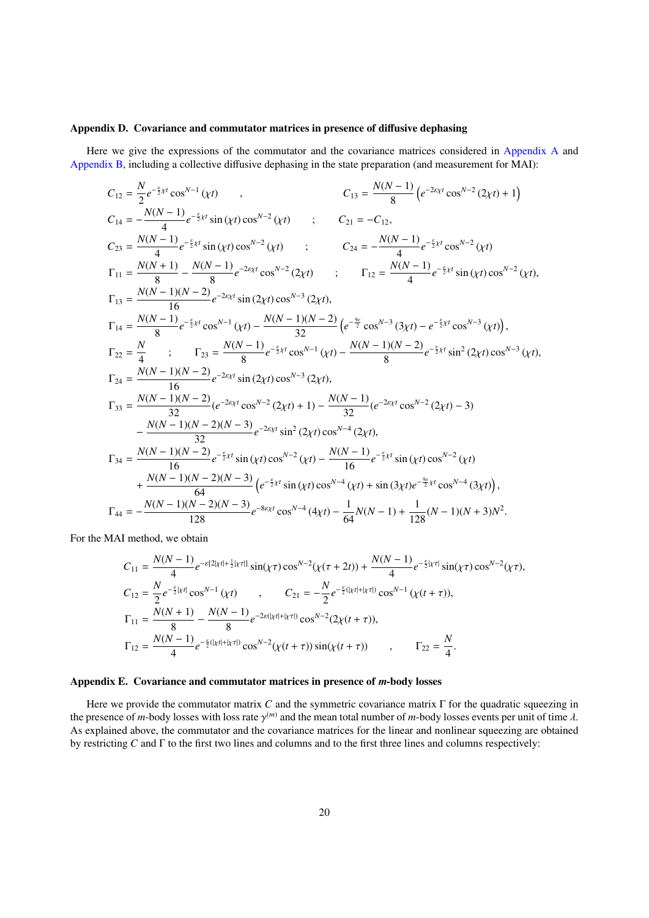### Appendix D. Covariance and commutator matrices in presence of diffusive dephasing

Here we give the expressions of the commutator and the covariance matrices considered in Appendix A and Appendix B, including a collective diffusive dephasing in the state preparation (and measurement for MAI):

$$
\begin{aligned}
C_{12} &= \frac{N}{2} e^{-\frac{\varepsilon}{2}\chi t} \cos^{N-1}(\chi t) \quad , \qquad\qquad C_{13} = \frac{N(N-1)}{8}\left(e^{-2\varepsilon\chi t}\cos^{N-2}(2\chi t) + 1\right) \\
C_{14} &= -\frac{N(N-1)}{4} e^{-\frac{\varepsilon}{2}\chi t}\sin(\chi t)\cos^{N-2}(\chi t) \quad ; \qquad C_{21} = -C_{12}, \\
C_{23} &= \frac{N(N-1)}{4} e^{-\frac{\varepsilon}{2}\chi t}\sin(\chi t)\cos^{N-2}(\chi t) \quad ; \qquad C_{24} = -\frac{N(N-1)}{4} e^{-\frac{\varepsilon}{2}\chi t}\cos^{N-2}(\chi t) \\
\Gamma_{11} &= \frac{N(N+1)}{8} - \frac{N(N-1)}{8} e^{-2\varepsilon\chi t}\cos^{N-2}(2\chi t) \quad ; \qquad \Gamma_{12} = \frac{N(N-1)}{4} e^{-\frac{\varepsilon}{2}\chi t}\sin(\chi t)\cos^{N-2}(\chi t), \\
\Gamma_{13} &= \frac{N(N-1)(N-2)}{16} e^{-2\varepsilon\chi t}\sin(2\chi t)\cos^{N-3}(2\chi t), \\
\Gamma_{14} &= \frac{N(N-1)}{8} e^{-\frac{\varepsilon}{2}\chi t}\cos^{N-1}(\chi t) - \frac{N(N-1)(N-2)}{32}\left(e^{-\frac{9\varepsilon}{2}}\cos^{N-3}(3\chi t) - e^{-\frac{\varepsilon}{2}\chi t}\cos^{N-3}(\chi t)\right), \\
\Gamma_{22} &= \frac{N}{4} \quad ; \qquad \Gamma_{23} = \frac{N(N-1)}{8} e^{-\frac{\varepsilon}{2}\chi t}\cos^{N-1}(\chi t) - \frac{N(N-1)(N-2)}{8} e^{-\frac{\varepsilon}{2}\chi t}\sin^2(2\chi t)\cos^{N-3}(\chi t), \\
\Gamma_{24} &= \frac{N(N-1)(N-2)}{16} e^{-2\varepsilon\chi t}\sin(2\chi t)\cos^{N-3}(2\chi t), \\
\Gamma_{33} &= \frac{N(N-1)(N-2)}{32}(e^{-2\varepsilon\chi t}\cos^{N-2}(2\chi t) + 1) - \frac{N(N-1)}{32}(e^{-2\varepsilon\chi t}\cos^{N-2}(2\chi t) - 3) \\
&\quad - \frac{N(N-1)(N-2)(N-3)}{32} e^{-2\varepsilon\chi t}\sin^2(2\chi t)\cos^{N-4}(2\chi t), \\
\Gamma_{34} &= \frac{N(N-1)(N-2)}{16} e^{-\frac{\varepsilon}{2}\chi t}\sin(\chi t)\cos^{N-2}(\chi t) - \frac{N(N-1)}{16} e^{-\frac{\varepsilon}{2}\chi t}\sin(\chi t)\cos^{N-2}(\chi t) \\
&\quad + \frac{N(N-1)(N-2)(N-3)}{64}\left(e^{-\frac{\varepsilon}{2}\chi t}\sin(\chi t)\cos^{N-4}(\chi t) + \sin(3\chi t)e^{-\frac{9\varepsilon}{2}\chi t}\cos^{N-4}(3\chi t)\right), \\
\Gamma_{44} &= -\frac{N(N-1)(N-2)(N-3)}{128} e^{-8\varepsilon\chi t}\cos^{N-4}(4\chi t) - \frac{1}{64}N(N-1) + \frac{1}{128}(N-1)(N+3)N^2.
\end{aligned}
$$

For the MAI method, we obtain

$$
\begin{aligned}
C_{11} &= \frac{N(N-1)}{4} e^{-\varepsilon[2|\chi t| + \frac{1}{2}|\chi\tau|]}\sin(\chi\tau)\cos^{N-2}(\chi(\tau + 2t)) + \frac{N(N-1)}{4} e^{-\frac{\varepsilon}{2}|\chi\tau|}\sin(\chi\tau)\cos^{N-2}(\chi\tau), \\
C_{12} &= \frac{N}{2} e^{-\frac{\varepsilon}{2}|\chi t|}\cos^{N-1}(\chi t) \quad , \qquad C_{21} = -\frac{N}{2} e^{-\frac{\varepsilon}{2}(|\chi t| + |\chi\tau|)}\cos^{N-1}(\chi(t+\tau)), \\
\Gamma_{11} &= \frac{N(N+1)}{8} - \frac{N(N-1)}{8} e^{-2\varepsilon(|\chi t| + |\chi\tau|)}\cos^{N-2}(2\chi(t+\tau)), \\
\Gamma_{12} &= \frac{N(N-1)}{4} e^{-\frac{\varepsilon}{2}(|\chi t| + |\chi\tau|)}\cos^{N-2}(\chi(t+\tau))\sin(\chi(t+\tau)) \quad , \qquad \Gamma_{22} = \frac{N}{4}.
\end{aligned}
$$

### Appendix E. Covariance and commutator matrices in presence of *m*-body losses

Here we provide the commutator matrix $C$ and the symmetric covariance matrix $\Gamma$ for the quadratic squeezing in the presence of $m$-body losses with loss rate $\gamma^{(m)}$ and the mean total number of $m$-body losses events per unit of time $\lambda$. As explained above, the commutator and the covariance matrices for the linear and nonlinear squeezing are obtained by restricting $C$ and $\Gamma$ to the first two lines and columns and to the first three lines and columns respectively: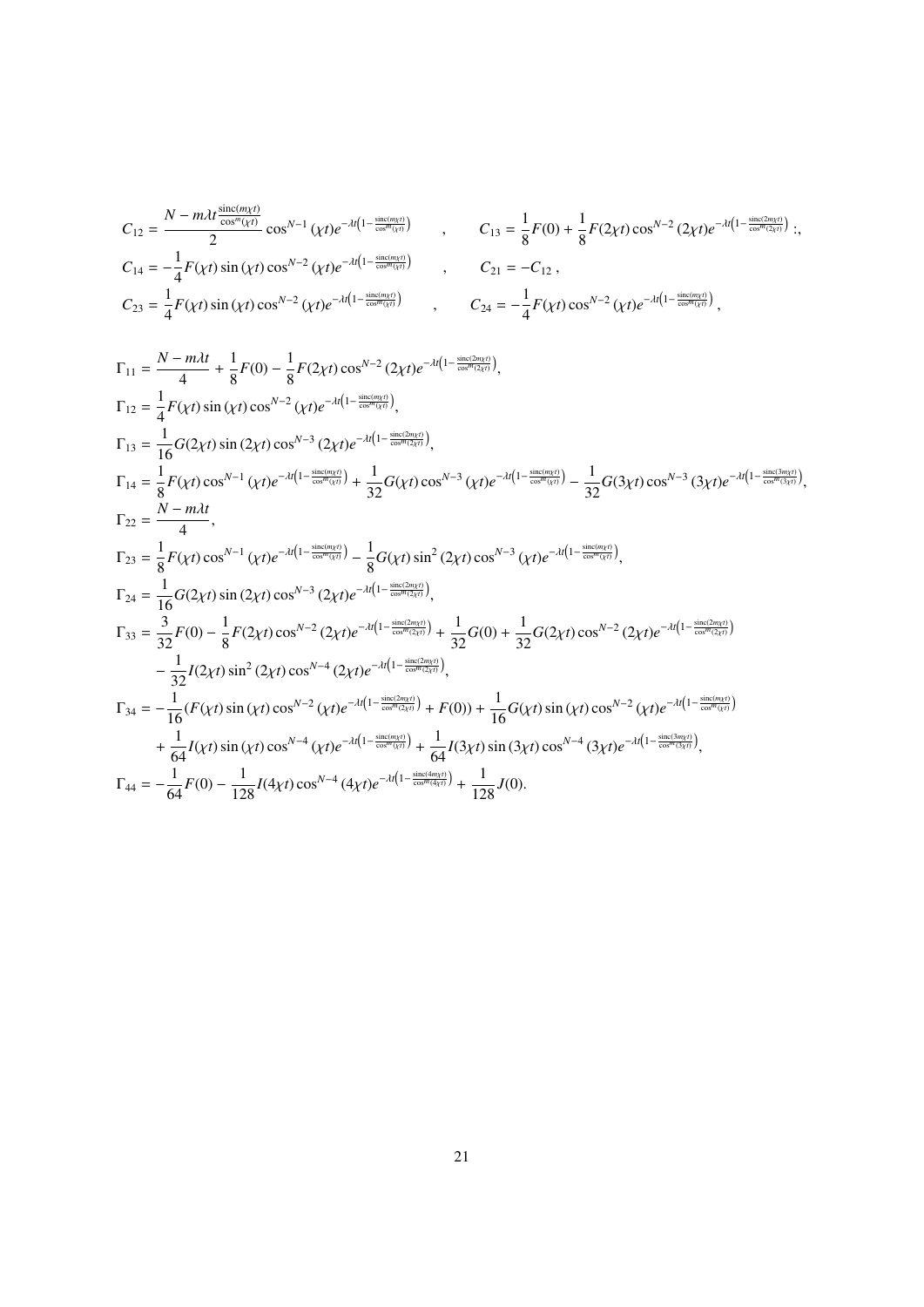$$C_{12} = \frac{N - m\lambda t \frac{\mathrm{sinc}(m\chi t)}{\cos^m(\chi t)}}{2} \cos^{N-1}(\chi t) e^{-\lambda t\left(1 - \frac{\mathrm{sinc}(m\chi t)}{\cos^m(\chi t)}\right)} \quad , \quad C_{13} = \frac{1}{8}F(0) + \frac{1}{8}F(2\chi t)\cos^{N-2}(2\chi t) e^{-\lambda t\left(1 - \frac{\mathrm{sinc}(2m\chi t)}{\cos^m(2\chi t)}\right)} \, ;,$$

$$C_{14} = -\frac{1}{4}F(\chi t)\sin(\chi t)\cos^{N-2}(\chi t) e^{-\lambda t\left(1 - \frac{\mathrm{sinc}(m\chi t)}{\cos^m(\chi t)}\right)} \quad , \quad C_{21} = -C_{12} \, ,$$

$$C_{23} = \frac{1}{4}F(\chi t)\sin(\chi t)\cos^{N-2}(\chi t) e^{-\lambda t\left(1 - \frac{\mathrm{sinc}(m\chi t)}{\cos^m(\chi t)}\right)} \quad , \quad C_{24} = -\frac{1}{4}F(\chi t)\cos^{N-2}(\chi t) e^{-\lambda t\left(1 - \frac{\mathrm{sinc}(m\chi t)}{\cos^m(\chi t)}\right)} \, ,$$

$$\Gamma_{11} = \frac{N - m\lambda t}{4} + \frac{1}{8}F(0) - \frac{1}{8}F(2\chi t)\cos^{N-2}(2\chi t) e^{-\lambda t\left(1 - \frac{\mathrm{sinc}(2m\chi t)}{\cos^m(2\chi t)}\right)},$$

$$\Gamma_{12} = \frac{1}{4}F(\chi t)\sin(\chi t)\cos^{N-2}(\chi t) e^{-\lambda t\left(1 - \frac{\mathrm{sinc}(m\chi t)}{\cos^m(\chi t)}\right)},$$

$$\Gamma_{13} = \frac{1}{16}G(2\chi t)\sin(2\chi t)\cos^{N-3}(2\chi t) e^{-\lambda t\left(1 - \frac{\mathrm{sinc}(2m\chi t)}{\cos^m(2\chi t)}\right)},$$

$$\Gamma_{14} = \frac{1}{8}F(\chi t)\cos^{N-1}(\chi t) e^{-\lambda t\left(1 - \frac{\mathrm{sinc}(m\chi t)}{\cos^m(\chi t)}\right)} + \frac{1}{32}G(\chi t)\cos^{N-3}(\chi t) e^{-\lambda t\left(1 - \frac{\mathrm{sinc}(m\chi t)}{\cos^m(\chi t)}\right)} - \frac{1}{32}G(3\chi t)\cos^{N-3}(3\chi t) e^{-\lambda t\left(1 - \frac{\mathrm{sinc}(3m\chi t)}{\cos^m(3\chi t)}\right)},$$

$$\Gamma_{22} = \frac{N - m\lambda t}{4},$$

$$\Gamma_{23} = \frac{1}{8}F(\chi t)\cos^{N-1}(\chi t) e^{-\lambda t\left(1 - \frac{\mathrm{sinc}(m\chi t)}{\cos^m(\chi t)}\right)} - \frac{1}{8}G(\chi t)\sin^2(2\chi t)\cos^{N-3}(\chi t) e^{-\lambda t\left(1 - \frac{\mathrm{sinc}(m\chi t)}{\cos^m(\chi t)}\right)},$$

$$\Gamma_{24} = \frac{1}{16}G(2\chi t)\sin(2\chi t)\cos^{N-3}(2\chi t) e^{-\lambda t\left(1 - \frac{\mathrm{sinc}(2m\chi t)}{\cos^m(2\chi t)}\right)},$$

$$\Gamma_{33} = \frac{3}{32}F(0) - \frac{1}{8}F(2\chi t)\cos^{N-2}(2\chi t) e^{-\lambda t\left(1 - \frac{\mathrm{sinc}(2m\chi t)}{\cos^m(2\chi t)}\right)} + \frac{1}{32}G(0) + \frac{1}{32}G(2\chi t)\cos^{N-2}(2\chi t) e^{-\lambda t\left(1 - \frac{\mathrm{sinc}(2m\chi t)}{\cos^m(2\chi t)}\right)}$$
$$- \frac{1}{32}I(2\chi t)\sin^2(2\chi t)\cos^{N-4}(2\chi t) e^{-\lambda t\left(1 - \frac{\mathrm{sinc}(2m\chi t)}{\cos^m(2\chi t)}\right)},$$

$$\Gamma_{34} = -\frac{1}{16}\left(F(\chi t)\sin(\chi t)\cos^{N-2}(\chi t) e^{-\lambda t\left(1 - \frac{\mathrm{sinc}(2m\chi t)}{\cos^m(2\chi t)}\right)} + F(0)\right) + \frac{1}{16}G(\chi t)\sin(\chi t)\cos^{N-2}(\chi t) e^{-\lambda t\left(1 - \frac{\mathrm{sinc}(m\chi t)}{\cos^m(\chi t)}\right)}$$
$$+ \frac{1}{64}I(\chi t)\sin(\chi t)\cos^{N-4}(\chi t) e^{-\lambda t\left(1 - \frac{\mathrm{sinc}(m\chi t)}{\cos^m(\chi t)}\right)} + \frac{1}{64}I(3\chi t)\sin(3\chi t)\cos^{N-4}(3\chi t) e^{-\lambda t\left(1 - \frac{\mathrm{sinc}(3m\chi t)}{\cos^m(3\chi t)}\right)},$$

$$\Gamma_{44} = -\frac{1}{64}F(0) - \frac{1}{128}I(4\chi t)\cos^{N-4}(4\chi t) e^{-\lambda t\left(1 - \frac{\mathrm{sinc}(4m\chi t)}{\cos^m(4\chi t)}\right)} + \frac{1}{128}J(0).$$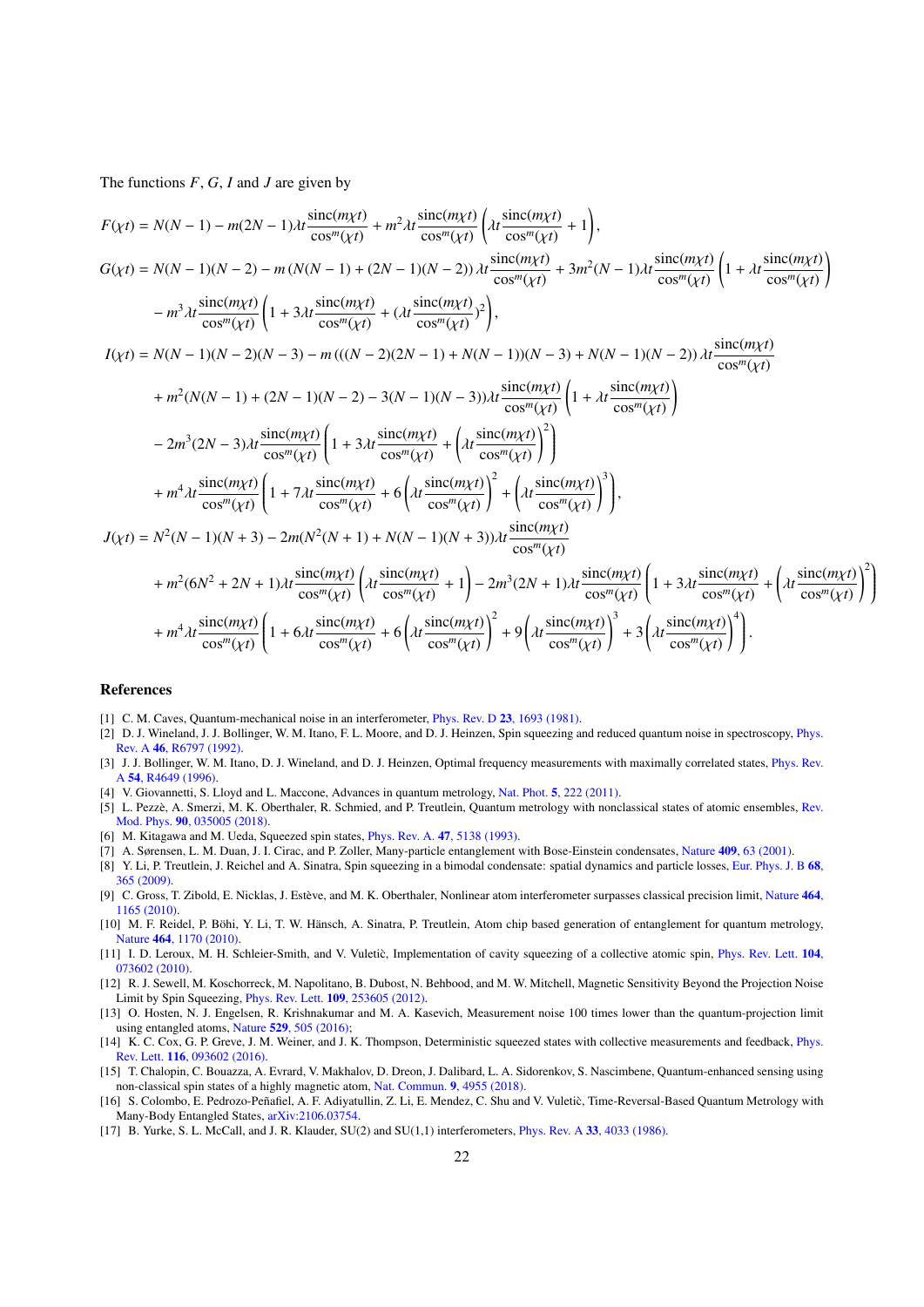The functions $F$, $G$, $I$ and $J$ are given by

$$
\begin{aligned}
F(\chi t) &= N(N-1) - m(2N-1)\lambda t \frac{\mathrm{sinc}(m\chi t)}{\cos^m(\chi t)} + m^2 \lambda t \frac{\mathrm{sinc}(m\chi t)}{\cos^m(\chi t)} \left( \lambda t \frac{\mathrm{sinc}(m\chi t)}{\cos^m(\chi t)} + 1 \right), \\
G(\chi t) &= N(N-1)(N-2) - m\left(N(N-1) + (2N-1)(N-2)\right) \lambda t \frac{\mathrm{sinc}(m\chi t)}{\cos^m(\chi t)} + 3m^2(N-1)\lambda t \frac{\mathrm{sinc}(m\chi t)}{\cos^m(\chi t)} \left( 1 + \lambda t \frac{\mathrm{sinc}(m\chi t)}{\cos^m(\chi t)} \right) \\
&\quad - m^3 \lambda t \frac{\mathrm{sinc}(m\chi t)}{\cos^m(\chi t)} \left( 1 + 3\lambda t \frac{\mathrm{sinc}(m\chi t)}{\cos^m(\chi t)} + (\lambda t \frac{\mathrm{sinc}(m\chi t)}{\cos^m(\chi t)})^2 \right), \\
I(\chi t) &= N(N-1)(N-2)(N-3) - m\left(((N-2)(2N-1) + N(N-1))(N-3) + N(N-1)(N-2)\right) \lambda t \frac{\mathrm{sinc}(m\chi t)}{\cos^m(\chi t)} \\
&\quad + m^2 (N(N-1) + (2N-1)(N-2) - 3(N-1)(N-3)) \lambda t \frac{\mathrm{sinc}(m\chi t)}{\cos^m(\chi t)} \left( 1 + \lambda t \frac{\mathrm{sinc}(m\chi t)}{\cos^m(\chi t)} \right) \\
&\quad - 2m^3 (2N-3) \lambda t \frac{\mathrm{sinc}(m\chi t)}{\cos^m(\chi t)} \left( 1 + 3\lambda t \frac{\mathrm{sinc}(m\chi t)}{\cos^m(\chi t)} + \left( \lambda t \frac{\mathrm{sinc}(m\chi t)}{\cos^m(\chi t)} \right)^2 \right) \\
&\quad + m^4 \lambda t \frac{\mathrm{sinc}(m\chi t)}{\cos^m(\chi t)} \left( 1 + 7\lambda t \frac{\mathrm{sinc}(m\chi t)}{\cos^m(\chi t)} + 6 \left( \lambda t \frac{\mathrm{sinc}(m\chi t)}{\cos^m(\chi t)} \right)^2 + \left( \lambda t \frac{\mathrm{sinc}(m\chi t)}{\cos^m(\chi t)} \right)^3 \right), \\
J(\chi t) &= N^2(N-1)(N+3) - 2m(N^2(N+1) + N(N-1)(N+3)) \lambda t \frac{\mathrm{sinc}(m\chi t)}{\cos^m(\chi t)} \\
&\quad + m^2 (6N^2 + 2N + 1) \lambda t \frac{\mathrm{sinc}(m\chi t)}{\cos^m(\chi t)} \left( \lambda t \frac{\mathrm{sinc}(m\chi t)}{\cos^m(\chi t)} + 1 \right) - 2m^3 (2N+1) \lambda t \frac{\mathrm{sinc}(m\chi t)}{\cos^m(\chi t)} \left( 1 + 3\lambda t \frac{\mathrm{sinc}(m\chi t)}{\cos^m(\chi t)} + \left( \lambda t \frac{\mathrm{sinc}(m\chi t)}{\cos^m(\chi t)} \right)^2 \right) \\
&\quad + m^4 \lambda t \frac{\mathrm{sinc}(m\chi t)}{\cos^m(\chi t)} \left( 1 + 6\lambda t \frac{\mathrm{sinc}(m\chi t)}{\cos^m(\chi t)} + 6 \left( \lambda t \frac{\mathrm{sinc}(m\chi t)}{\cos^m(\chi t)} \right)^2 + 9 \left( \lambda t \frac{\mathrm{sinc}(m\chi t)}{\cos^m(\chi t)} \right)^3 + 3 \left( \lambda t \frac{\mathrm{sinc}(m\chi t)}{\cos^m(\chi t)} \right)^4 \right).
\end{aligned}
$$

## References

[1] C. M. Caves, Quantum-mechanical noise in an interferometer, Phys. Rev. D **23**, 1693 (1981).

[2] D. J. Wineland, J. J. Bollinger, W. M. Itano, F. L. Moore, and D. J. Heinzen, Spin squeezing and reduced quantum noise in spectroscopy, Phys. Rev. A **46**, R6797 (1992).

[3] J. J. Bollinger, W. M. Itano, D. J. Wineland, and D. J. Heinzen, Optimal frequency measurements with maximally correlated states, Phys. Rev. A **54**, R4649 (1996).

[4] V. Giovannetti, S. Lloyd and L. Maccone, Advances in quantum metrology, Nat. Phot. **5**, 222 (2011).

[5] L. Pezzè, A. Smerzi, M. K. Oberthaler, R. Schmied, and P. Treutlein, Quantum metrology with nonclassical states of atomic ensembles, Rev. Mod. Phys. **90**, 035005 (2018).

[6] M. Kitagawa and M. Ueda, Squeezed spin states, Phys. Rev. A. **47**, 5138 (1993).

[7] A. Sørensen, L. M. Duan, J. I. Cirac, and P. Zoller, Many-particle entanglement with Bose-Einstein condensates, Nature **409**, 63 (2001).

[8] Y. Li, P. Treutlein, J. Reichel and A. Sinatra, Spin squeezing in a bimodal condensate: spatial dynamics and particle losses, Eur. Phys. J. B **68**, 365 (2009).

[9] C. Gross, T. Zibold, E. Nicklas, J. Estève, and M. K. Oberthaler, Nonlinear atom interferometer surpasses classical precision limit, Nature **464**, 1165 (2010).

[10] M. F. Reidel, P. Böhi, Y. Li, T. W. Hänsch, A. Sinatra, P. Treutlein, Atom chip based generation of entanglement for quantum metrology, Nature **464**, 1170 (2010).

[11] I. D. Leroux, M. H. Schleier-Smith, and V. Vuletic̀, Implementation of cavity squeezing of a collective atomic spin, Phys. Rev. Lett. **104**, 073602 (2010).

[12] R. J. Sewell, M. Koschorreck, M. Napolitano, B. Dubost, N. Behbood, and M. W. Mitchell, Magnetic Sensitivity Beyond the Projection Noise Limit by Spin Squeezing, Phys. Rev. Lett. **109**, 253605 (2012).

[13] O. Hosten, N. J. Engelsen, R. Krishnakumar and M. A. Kasevich, Measurement noise 100 times lower than the quantum-projection limit using entangled atoms, Nature **529**, 505 (2016);

[14] K. C. Cox, G. P. Greve, J. M. Weiner, and J. K. Thompson, Deterministic squeezed states with collective measurements and feedback, Phys. Rev. Lett. **116**, 093602 (2016).

[15] T. Chalopin, C. Bouazza, A. Evrard, V. Makhalov, D. Dreon, J. Dalibard, L. A. Sidorenkov, S. Nascimbene, Quantum-enhanced sensing using non-classical spin states of a highly magnetic atom, Nat. Commun. **9**, 4955 (2018).

[16] S. Colombo, E. Pedrozo-Peñafiel, A. F. Adiyatullin, Z. Li, E. Mendez, C. Shu and V. Vuletic̀, Time-Reversal-Based Quantum Metrology with Many-Body Entangled States, arXiv:2106.03754.

[17] B. Yurke, S. L. McCall, and J. R. Klauder, SU(2) and SU(1,1) interferometers, Phys. Rev. A **33**, 4033 (1986).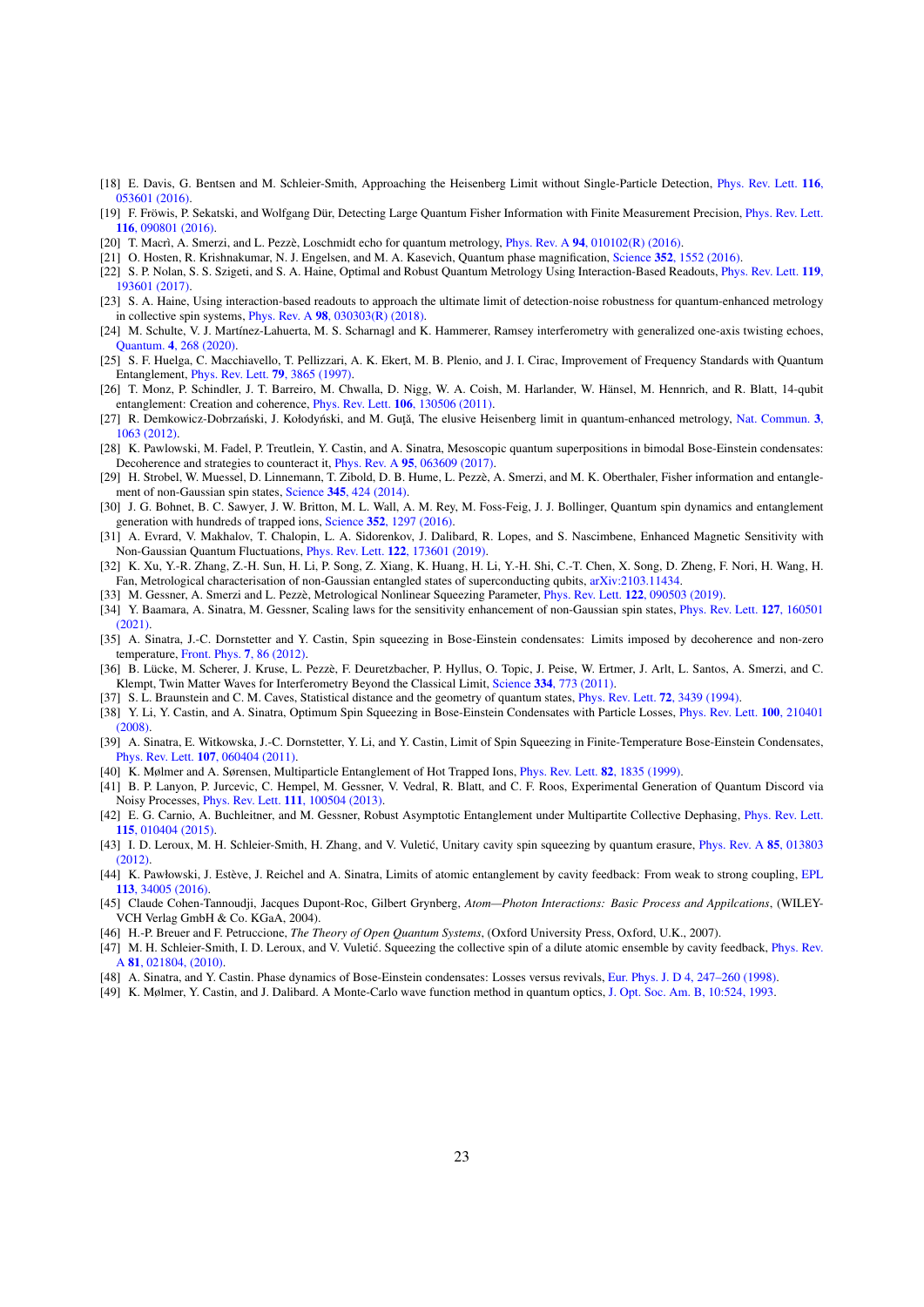[18] E. Davis, G. Bentsen and M. Schleier-Smith, Approaching the Heisenberg Limit without Single-Particle Detection, Phys. Rev. Lett. **116**, 053601 (2016).

[19] F. Fröwis, P. Sekatski, and Wolfgang Dür, Detecting Large Quantum Fisher Information with Finite Measurement Precision, Phys. Rev. Lett. **116**, 090801 (2016).

[20] T. Macrì, A. Smerzi, and L. Pezzè, Loschmidt echo for quantum metrology, Phys. Rev. A **94**, 010102(R) (2016).

[21] O. Hosten, R. Krishnakumar, N. J. Engelsen, and M. A. Kasevich, Quantum phase magnification, Science **352**, 1552 (2016).

[22] S. P. Nolan, S. S. Szigeti, and S. A. Haine, Optimal and Robust Quantum Metrology Using Interaction-Based Readouts, Phys. Rev. Lett. **119**, 193601 (2017).

[23] S. A. Haine, Using interaction-based readouts to approach the ultimate limit of detection-noise robustness for quantum-enhanced metrology in collective spin systems, Phys. Rev. A **98**, 030303(R) (2018).

[24] M. Schulte, V. J. Martínez-Lahuerta, M. S. Scharnagl and K. Hammerer, Ramsey interferometry with generalized one-axis twisting echoes, Quantum. **4**, 268 (2020).

[25] S. F. Huelga, C. Macchiavello, T. Pellizzari, A. K. Ekert, M. B. Plenio, and J. I. Cirac, Improvement of Frequency Standards with Quantum Entanglement, Phys. Rev. Lett. **79**, 3865 (1997).

[26] T. Monz, P. Schindler, J. T. Barreiro, M. Chwalla, D. Nigg, W. A. Coish, M. Harlander, W. Hänsel, M. Hennrich, and R. Blatt, 14-qubit entanglement: Creation and coherence, Phys. Rev. Lett. **106**, 130506 (2011).

[27] R. Demkowicz-Dobrzański, J. Kołodyński, and M. Guţă, The elusive Heisenberg limit in quantum-enhanced metrology, Nat. Commun. **3**, 1063 (2012).

[28] K. Pawlowski, M. Fadel, P. Treutlein, Y. Castin, and A. Sinatra, Mesoscopic quantum superpositions in bimodal Bose-Einstein condensates: Decoherence and strategies to counteract it, Phys. Rev. A **95**, 063609 (2017).

[29] H. Strobel, W. Muessel, D. Linnemann, T. Zibold, D. B. Hume, L. Pezzè, A. Smerzi, and M. K. Oberthaler, Fisher information and entanglement of non-Gaussian spin states, Science **345**, 424 (2014).

[30] J. G. Bohnet, B. C. Sawyer, J. W. Britton, M. L. Wall, A. M. Rey, M. Foss-Feig, J. J. Bollinger, Quantum spin dynamics and entanglement generation with hundreds of trapped ions, Science **352**, 1297 (2016).

[31] A. Evrard, V. Makhalov, T. Chalopin, L. A. Sidorenkov, J. Dalibard, R. Lopes, and S. Nascimbene, Enhanced Magnetic Sensitivity with Non-Gaussian Quantum Fluctuations, Phys. Rev. Lett. **122**, 173601 (2019).

[32] K. Xu, Y.-R. Zhang, Z.-H. Sun, H. Li, P. Song, Z. Xiang, K. Huang, H. Li, Y.-H. Shi, C.-T. Chen, X. Song, D. Zheng, F. Nori, H. Wang, H. Fan, Metrological characterisation of non-Gaussian entangled states of superconducting qubits, arXiv:2103.11434.

[33] M. Gessner, A. Smerzi and L. Pezzè, Metrological Nonlinear Squeezing Parameter, Phys. Rev. Lett. **122**, 090503 (2019).

[34] Y. Baamara, A. Sinatra, M. Gessner, Scaling laws for the sensitivity enhancement of non-Gaussian spin states, Phys. Rev. Lett. **127**, 160501 (2021).

[35] A. Sinatra, J.-C. Dornstetter and Y. Castin, Spin squeezing in Bose-Einstein condensates: Limits imposed by decoherence and non-zero temperature, Front. Phys. **7**, 86 (2012).

[36] B. Lücke, M. Scherer, J. Kruse, L. Pezzè, F. Deuretzbacher, P. Hyllus, O. Topic, J. Peise, W. Ertmer, J. Arlt, L. Santos, A. Smerzi, and C. Klempt, Twin Matter Waves for Interferometry Beyond the Classical Limit, Science **334**, 773 (2011).

[37] S. L. Braunstein and C. M. Caves, Statistical distance and the geometry of quantum states, Phys. Rev. Lett. **72**, 3439 (1994).

[38] Y. Li, Y. Castin, and A. Sinatra, Optimum Spin Squeezing in Bose-Einstein Condensates with Particle Losses, Phys. Rev. Lett. **100**, 210401 (2008).

[39] A. Sinatra, E. Witkowska, J.-C. Dornstetter, Y. Li, and Y. Castin, Limit of Spin Squeezing in Finite-Temperature Bose-Einstein Condensates, Phys. Rev. Lett. **107**, 060404 (2011).

[40] K. Mølmer and A. Sørensen, Multiparticle Entanglement of Hot Trapped Ions, Phys. Rev. Lett. **82**, 1835 (1999).

[41] B. P. Lanyon, P. Jurcevic, C. Hempel, M. Gessner, V. Vedral, R. Blatt, and C. F. Roos, Experimental Generation of Quantum Discord via Noisy Processes, Phys. Rev. Lett. **111**, 100504 (2013).

[42] E. G. Carnio, A. Buchleitner, and M. Gessner, Robust Asymptotic Entanglement under Multipartite Collective Dephasing, Phys. Rev. Lett. **115**, 010404 (2015).

[43] I. D. Leroux, M. H. Schleier-Smith, H. Zhang, and V. Vuletić, Unitary cavity spin squeezing by quantum erasure, Phys. Rev. A **85**, 013803 (2012).

[44] K. Pawłowski, J. Estève, J. Reichel and A. Sinatra, Limits of atomic entanglement by cavity feedback: From weak to strong coupling, EPL **113**, 34005 (2016).

[45] Claude Cohen-Tannoudji, Jacques Dupont-Roc, Gilbert Grynberg, *Atom—Photon Interactions: Basic Process and Appilcations*, (WILEY-VCH Verlag GmbH & Co. KGaA, 2004).

[46] H.-P. Breuer and F. Petruccione, *The Theory of Open Quantum Systems*, (Oxford University Press, Oxford, U.K., 2007).

[47] M. H. Schleier-Smith, I. D. Leroux, and V. Vuletić. Squeezing the collective spin of a dilute atomic ensemble by cavity feedback, Phys. Rev. A **81**, 021804, (2010).

[48] A. Sinatra, and Y. Castin. Phase dynamics of Bose-Einstein condensates: Losses versus revivals, Eur. Phys. J. D 4, 247–260 (1998).

[49] K. Mølmer, Y. Castin, and J. Dalibard. A Monte-Carlo wave function method in quantum optics, J. Opt. Soc. Am. B, 10:524, 1993.